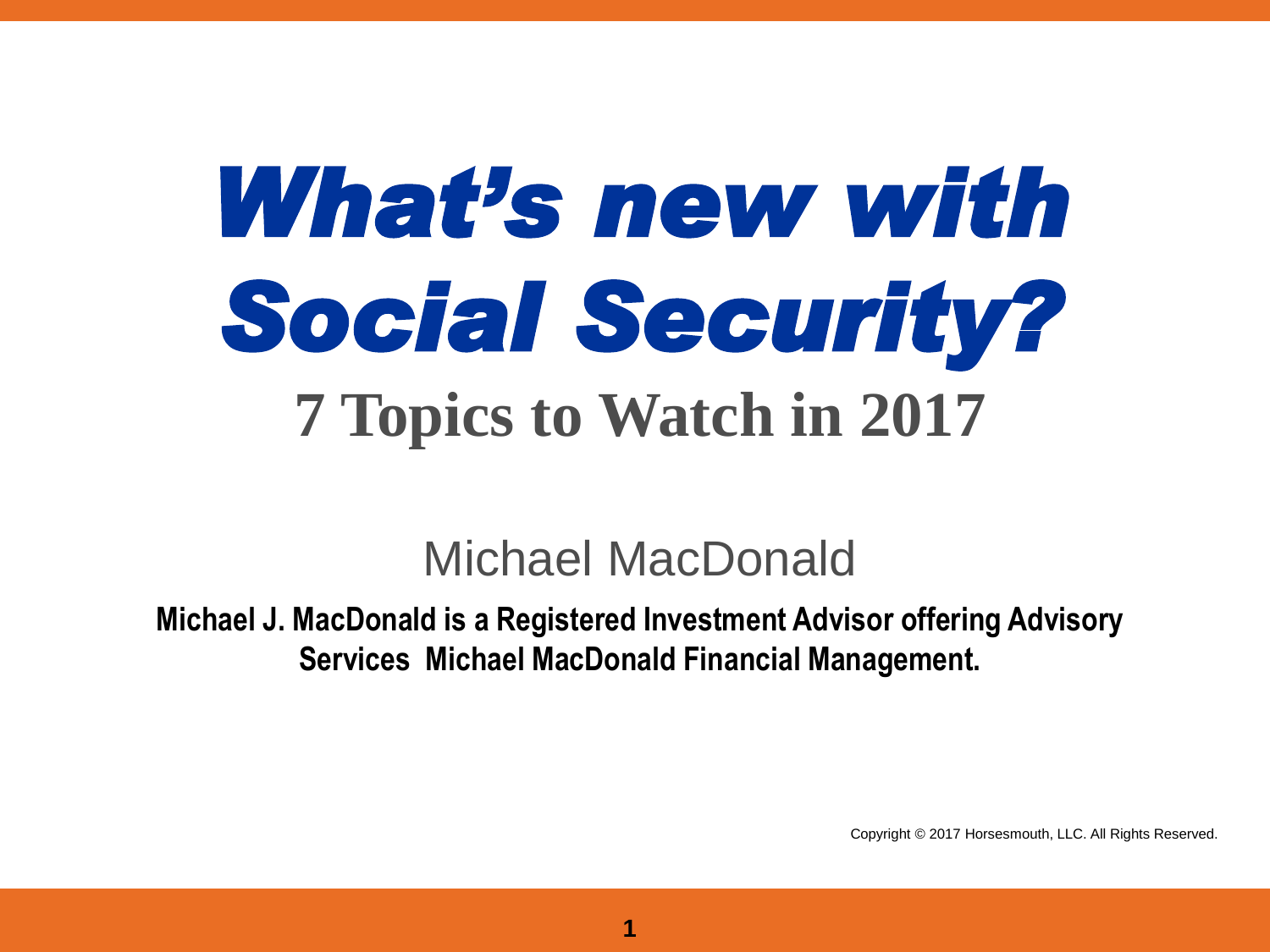# *What's new with Social Security?*

## 7 Topics to Watch in 2017

Michael MacDonald

**Michael J. MacDonald is a Registered Investment Advisor offering Advisory Services Michael MacDonald Financial Management.**

Copyright © 2017 Horsesmouth, LLC. All Rights Reserved.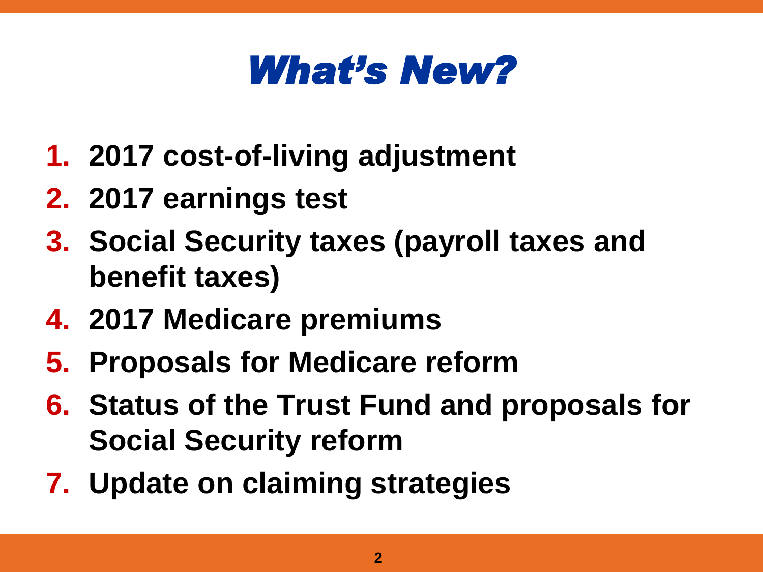# *What's New?*

1. **2017 cost-of-living adjustment**
2. **2017 earnings test**
3. **Social Security taxes (payroll taxes and benefit taxes)**
4. **2017 Medicare premiums**
5. **Proposals for Medicare reform**
6. **Status of the Trust Fund and proposals for Social Security reform**
7. **Update on claiming strategies**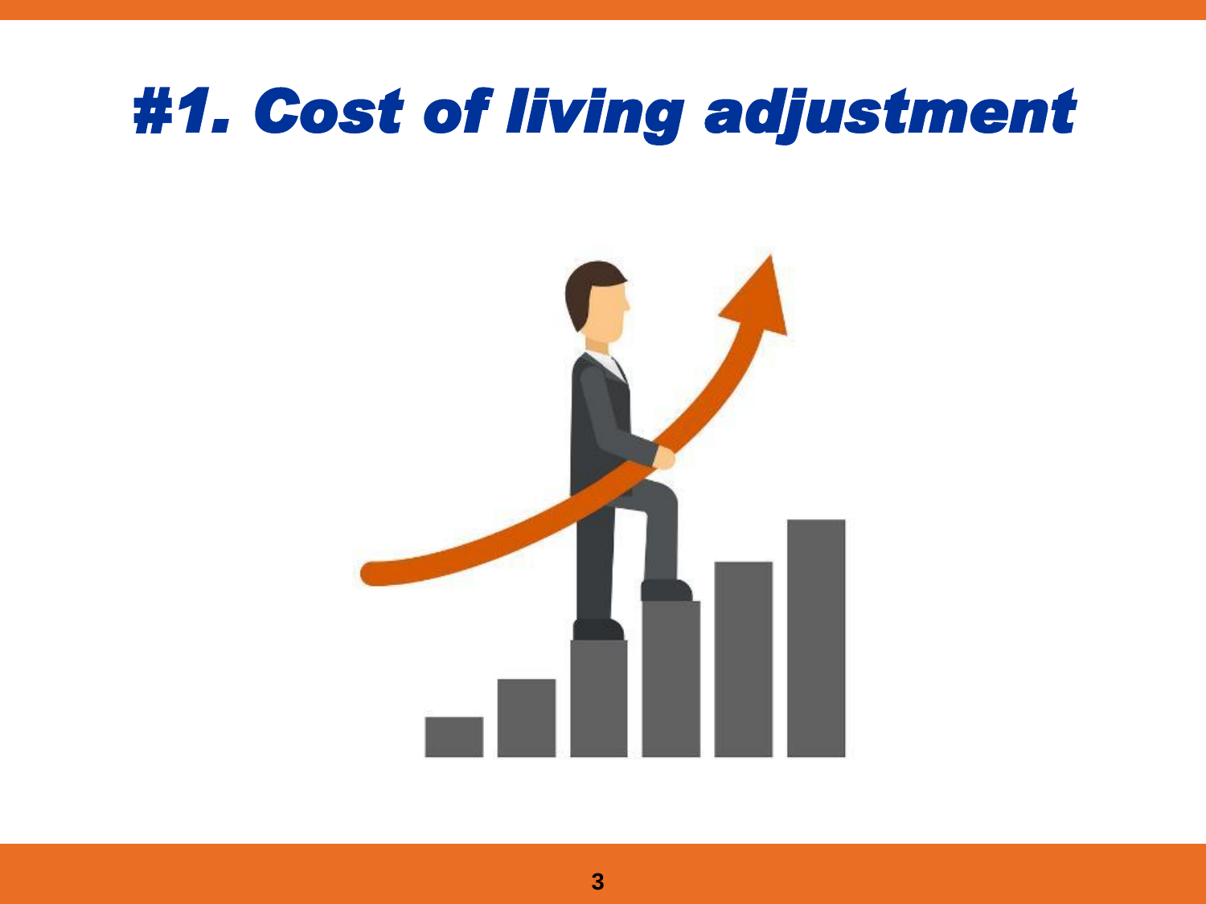# #1. Cost of living adjustment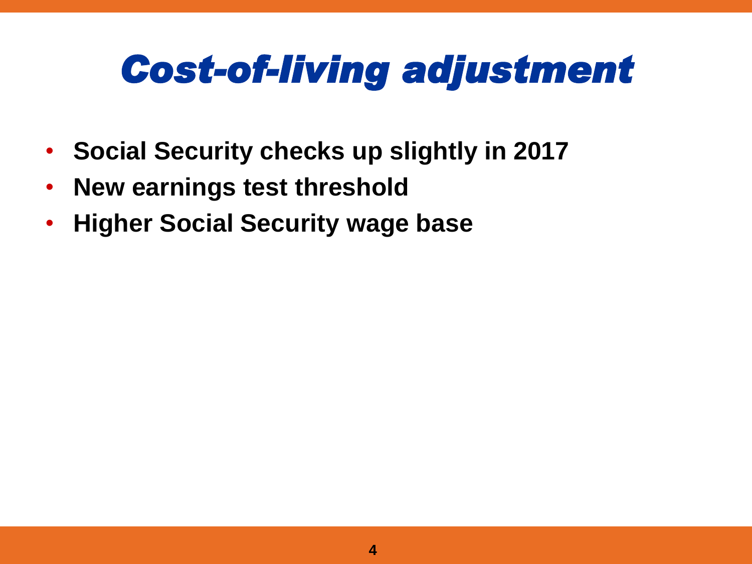# Cost-of-living adjustment

- **Social Security checks up slightly in 2017**
- **New earnings test threshold**
- **Higher Social Security wage base**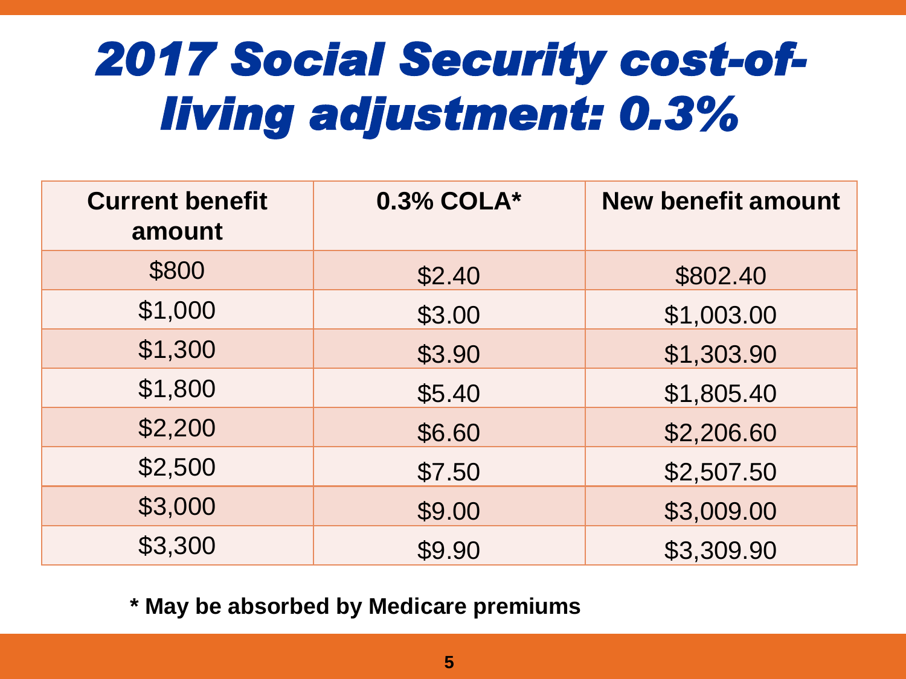# 2017 Social Security cost-of-living adjustment: 0.3%

| Current benefit amount | 0.3% COLA* | New benefit amount |
|---|---|---|
| $800 | $2.40 | $802.40 |
| $1,000 | $3.00 | $1,003.00 |
| $1,300 | $3.90 | $1,303.90 |
| $1,800 | $5.40 | $1,805.40 |
| $2,200 | $6.60 | $2,206.60 |
| $2,500 | $7.50 | $2,507.50 |
| $3,000 | $9.00 | $3,009.00 |
| $3,300 | $9.90 | $3,309.90 |

**\* May be absorbed by Medicare premiums**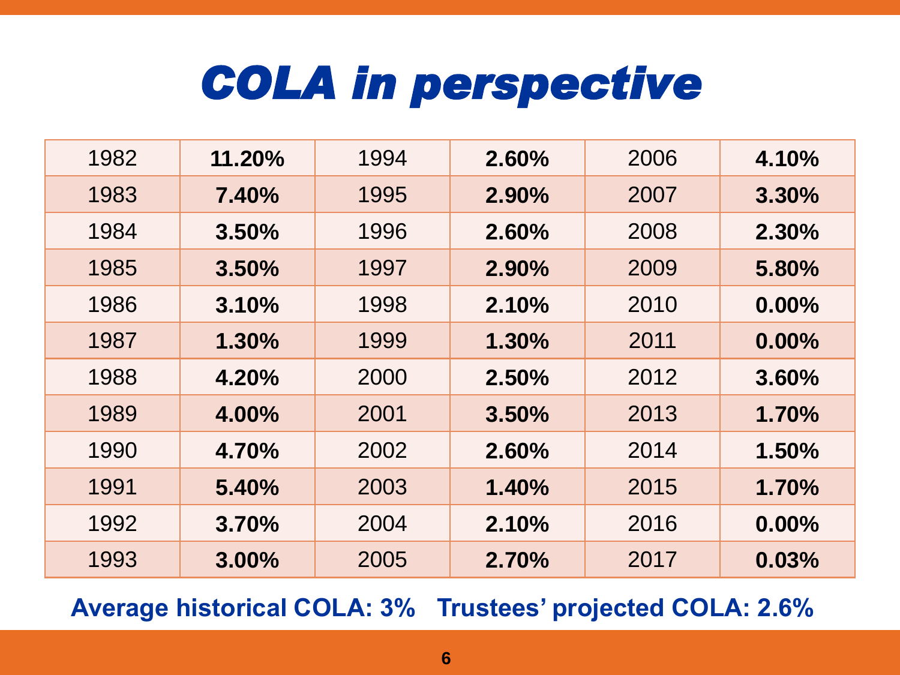# COLA in perspective

| | | | | | |
|---|---|---|---|---|---|
| 1982 | **11.20%** | 1994 | **2.60%** | 2006 | **4.10%** |
| 1983 | **7.40%** | 1995 | **2.90%** | 2007 | **3.30%** |
| 1984 | **3.50%** | 1996 | **2.60%** | 2008 | **2.30%** |
| 1985 | **3.50%** | 1997 | **2.90%** | 2009 | **5.80%** |
| 1986 | **3.10%** | 1998 | **2.10%** | 2010 | **0.00%** |
| 1987 | **1.30%** | 1999 | **1.30%** | 2011 | **0.00%** |
| 1988 | **4.20%** | 2000 | **2.50%** | 2012 | **3.60%** |
| 1989 | **4.00%** | 2001 | **3.50%** | 2013 | **1.70%** |
| 1990 | **4.70%** | 2002 | **2.60%** | 2014 | **1.50%** |
| 1991 | **5.40%** | 2003 | **1.40%** | 2015 | **1.70%** |
| 1992 | **3.70%** | 2004 | **2.10%** | 2016 | **0.00%** |
| 1993 | **3.00%** | 2005 | **2.70%** | 2017 | **0.03%** |

**Average historical COLA: 3%   Trustees' projected COLA: 2.6%**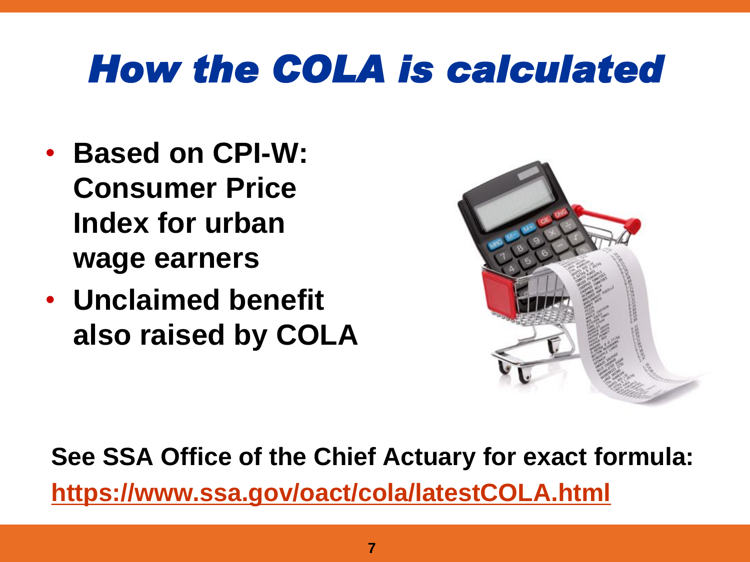# How the COLA is calculated

- **Based on CPI-W: Consumer Price Index for urban wage earners**
- **Unclaimed benefit also raised by COLA**

**See SSA Office of the Chief Actuary for exact formula:**
**https://www.ssa.gov/oact/cola/latestCOLA.html**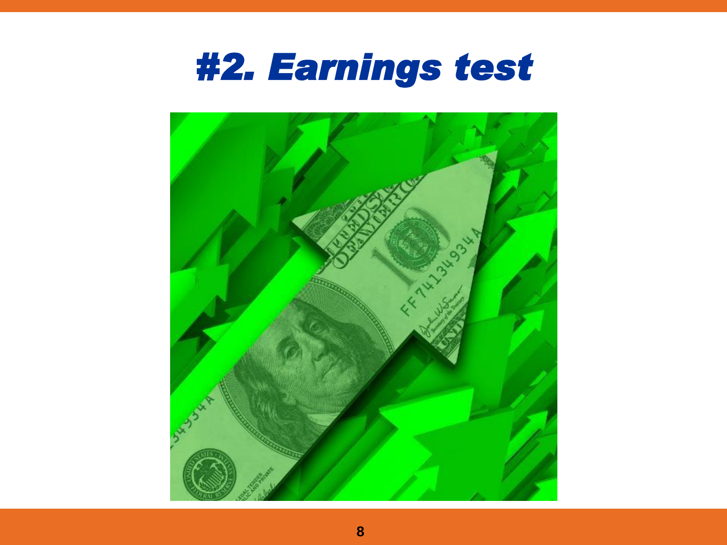# #2. Earnings test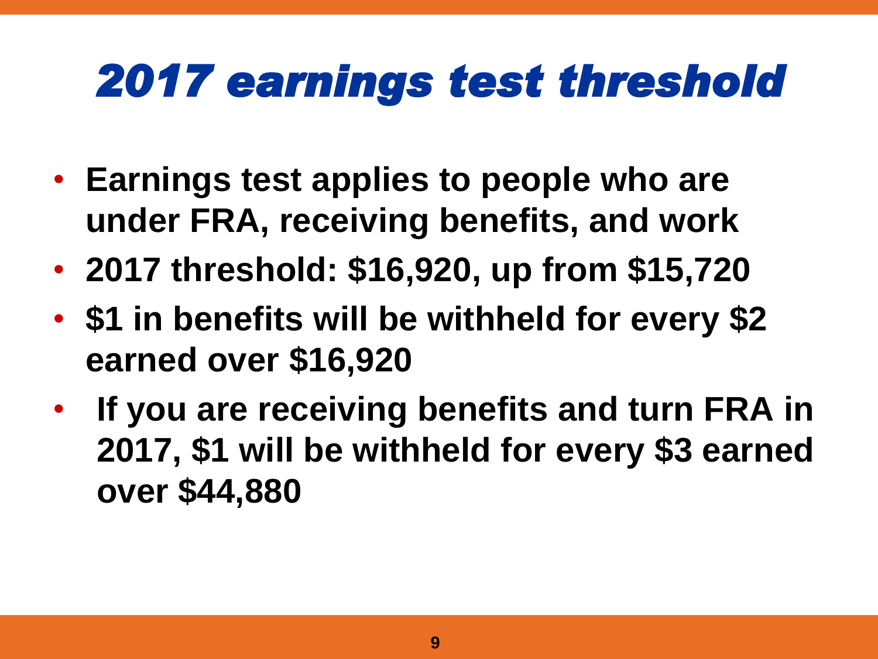# *2017 earnings test threshold*

- **Earnings test applies to people who are under FRA, receiving benefits, and work**
- **2017 threshold: $16,920, up from $15,720**
- **$1 in benefits will be withheld for every $2 earned over $16,920**
- **If you are receiving benefits and turn FRA in 2017, $1 will be withheld for every $3 earned over $44,880**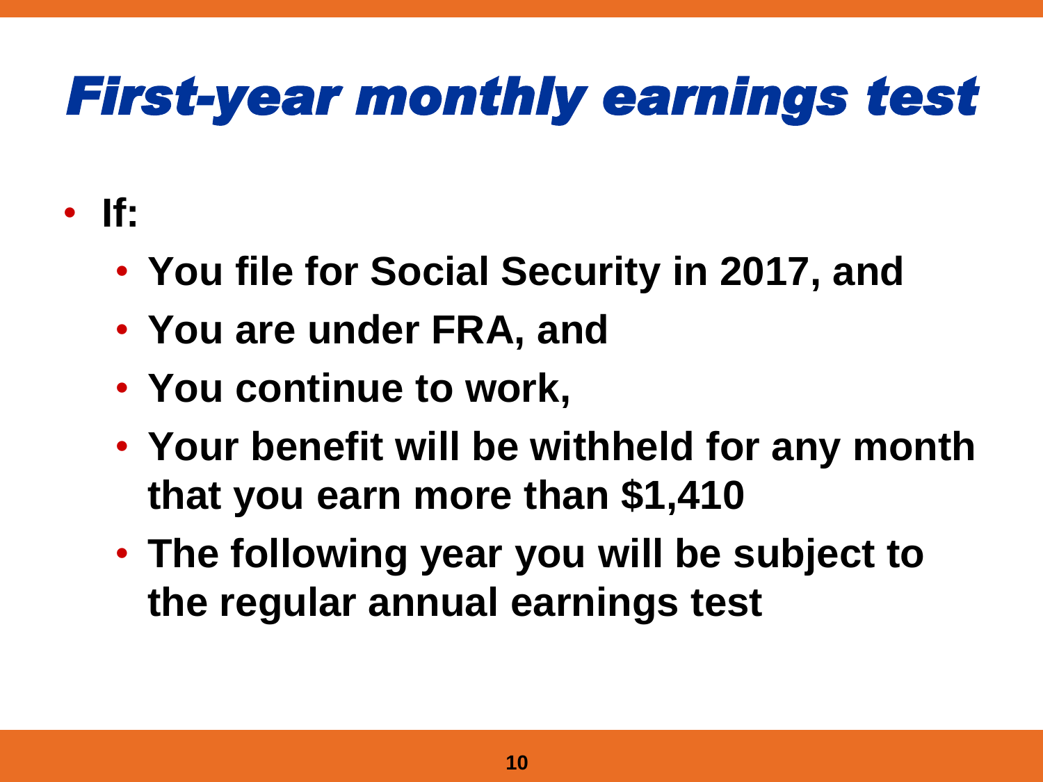# First-year monthly earnings test

- **If:**
  - **You file for Social Security in 2017, and**
  - **You are under FRA, and**
  - **You continue to work,**
  - **Your benefit will be withheld for any month that you earn more than $1,410**
  - **The following year you will be subject to the regular annual earnings test**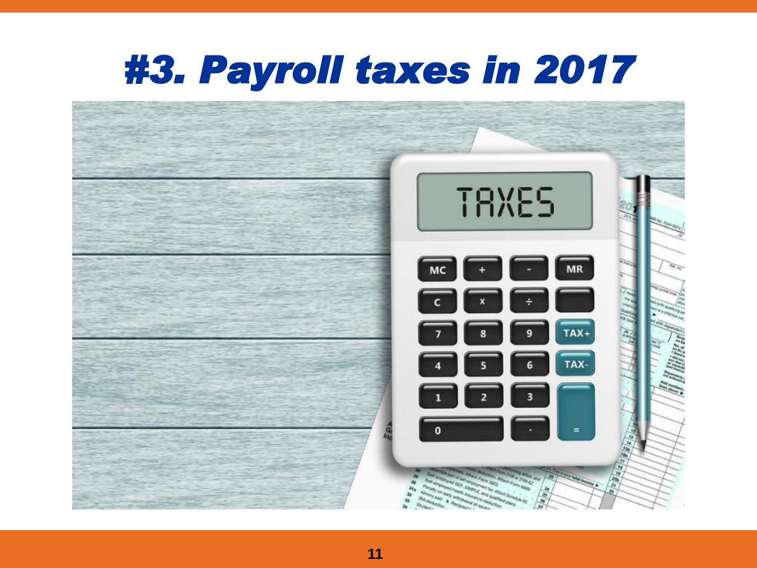# #3. Payroll taxes in 2017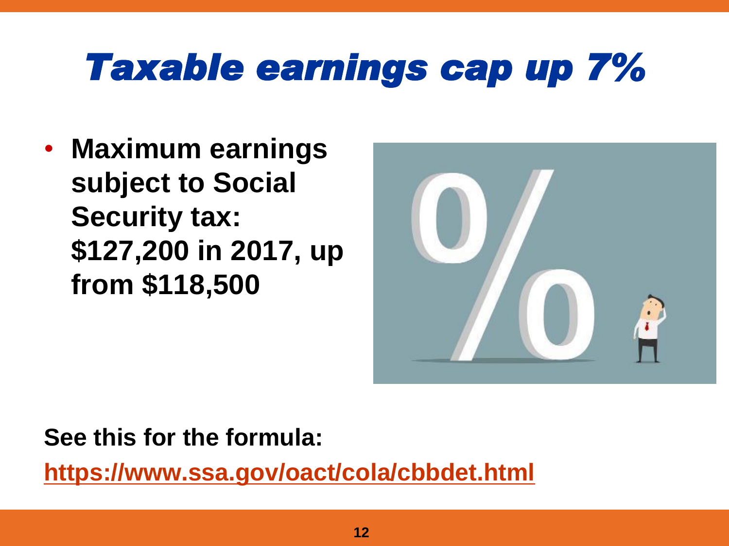# Taxable earnings cap up 7%

- **Maximum earnings subject to Social Security tax: $127,200 in 2017, up from $118,500**

**See this for the formula:**

**https://www.ssa.gov/oact/cola/cbbdet.html**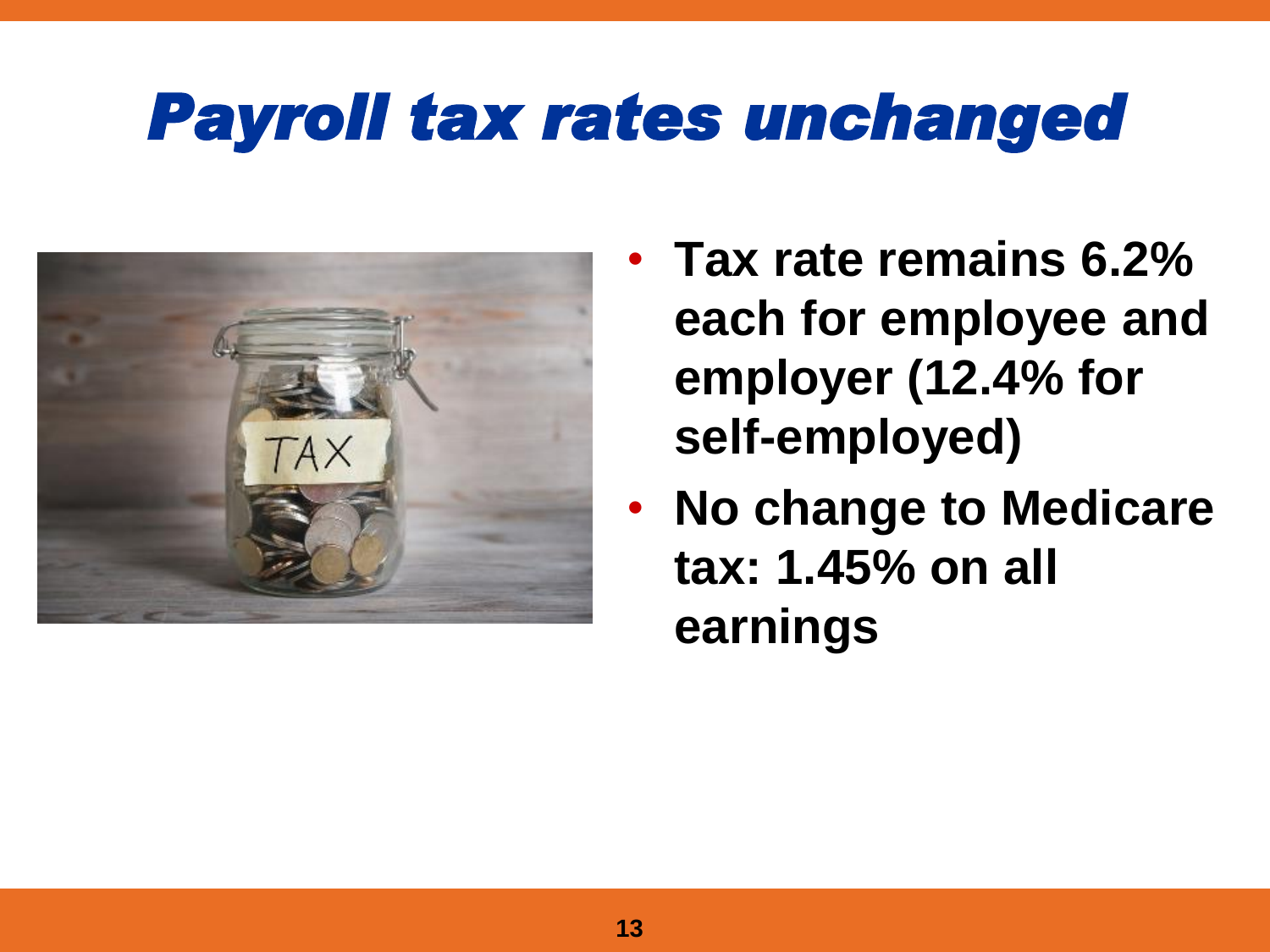# Payroll tax rates unchanged

- **Tax rate remains 6.2% each for employee and employer (12.4% for self-employed)**
- **No change to Medicare tax: 1.45% on all earnings**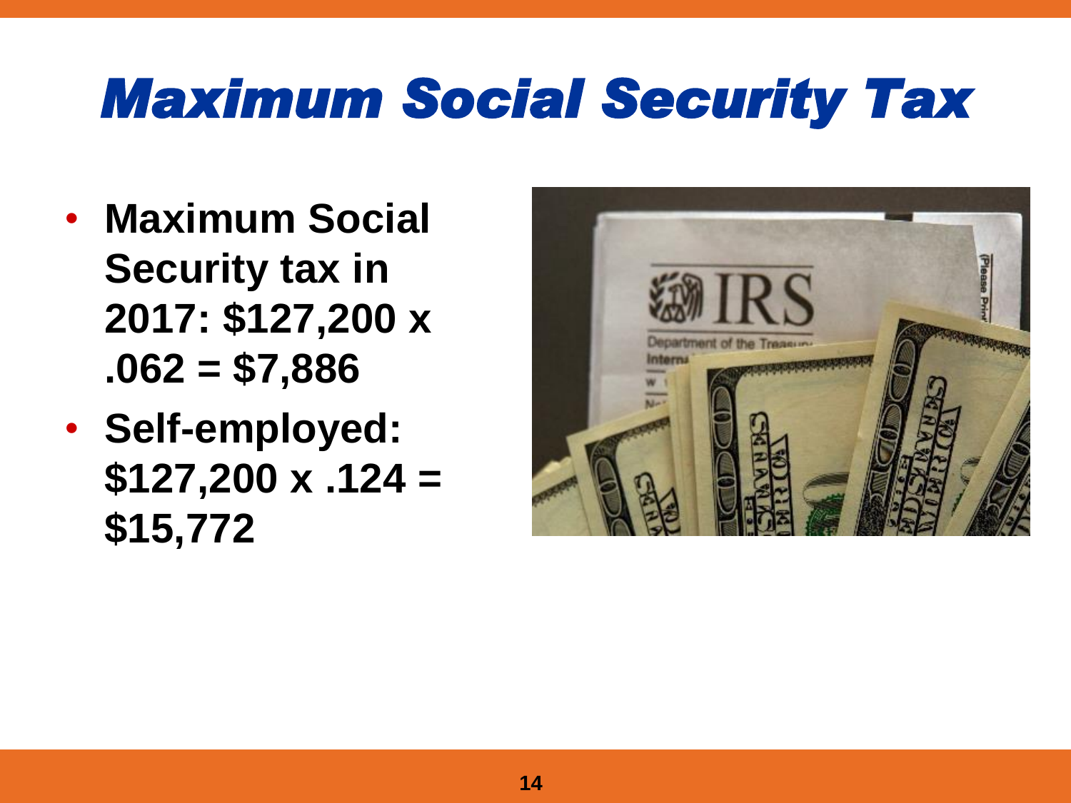# Maximum Social Security Tax

- **Maximum Social Security tax in 2017: $127,200 x .062 = $7,886**
- **Self-employed: $127,200 x .124 = $15,772**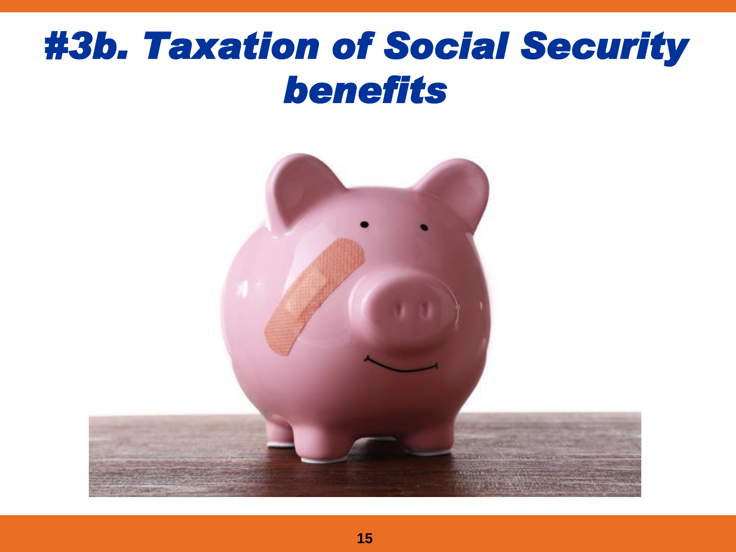# *#3b. Taxation of Social Security benefits*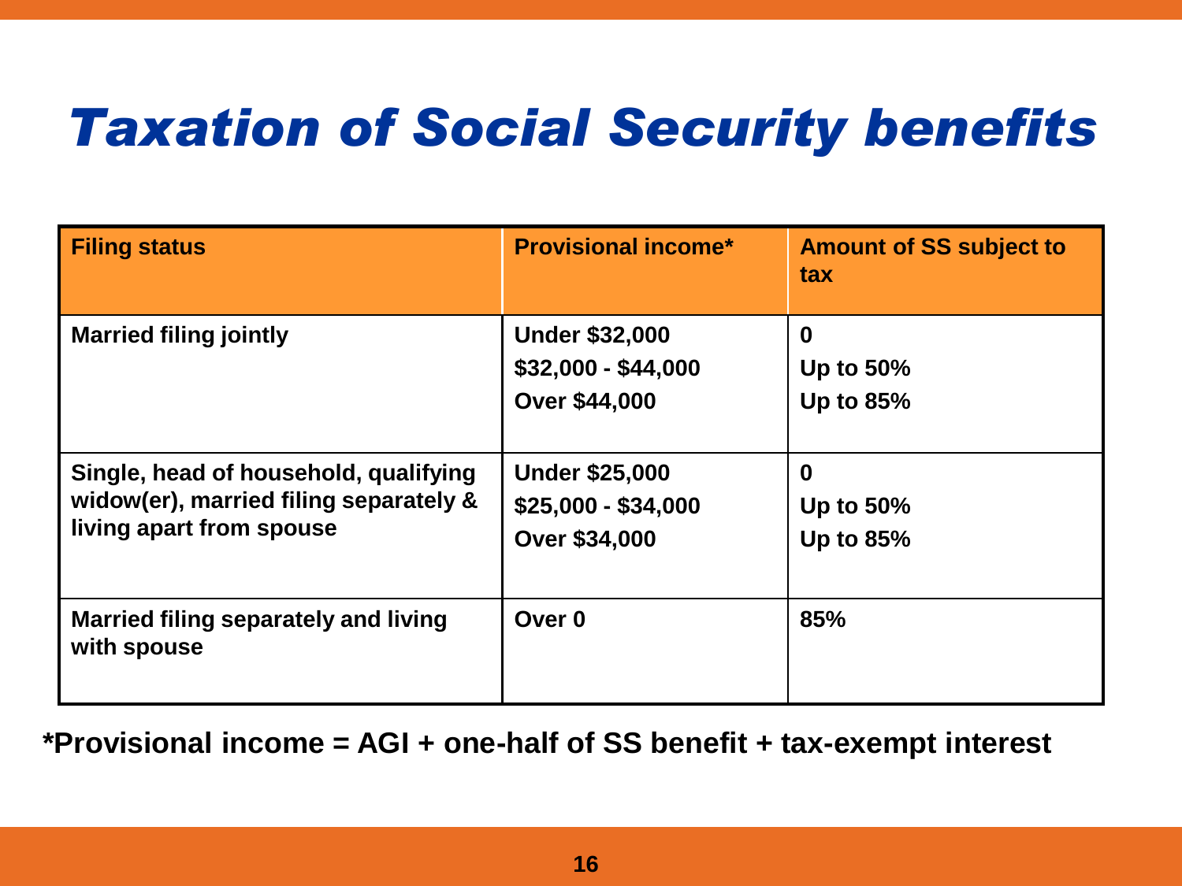# Taxation of Social Security benefits

| Filing status | Provisional income* | Amount of SS subject to tax |
|---|---|---|
| Married filing jointly | Under $32,000<br>$32,000 - $44,000<br>Over $44,000 | 0<br>Up to 50%<br>Up to 85% |
| Single, head of household, qualifying widow(er), married filing separately & living apart from spouse | Under $25,000<br>$25,000 - $34,000<br>Over $34,000 | 0<br>Up to 50%<br>Up to 85% |
| Married filing separately and living with spouse | Over 0 | 85% |

***Provisional income = AGI + one-half of SS benefit + tax-exempt interest**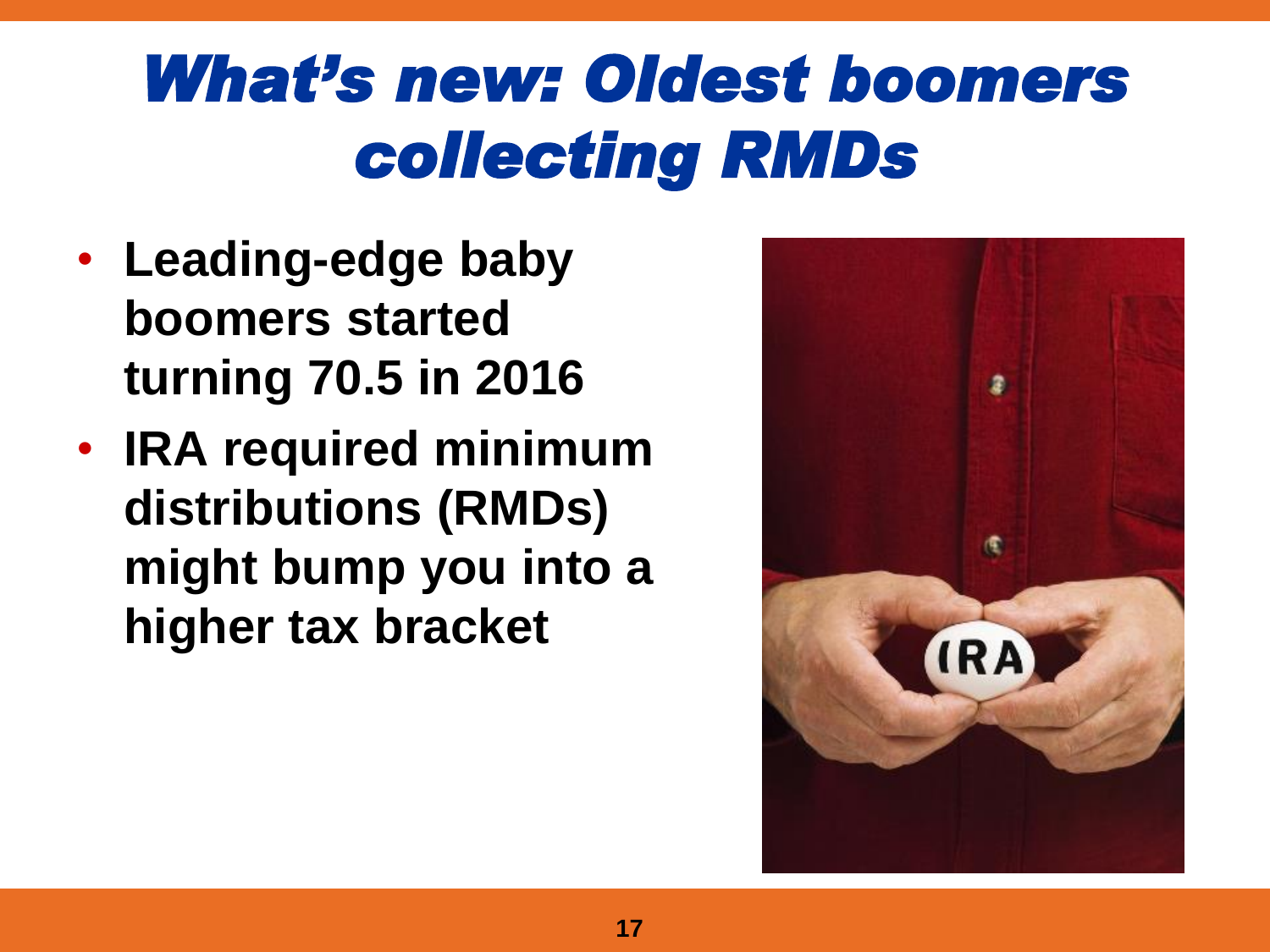# What's new: Oldest boomers collecting RMDs

- **Leading-edge baby boomers started turning 70.5 in 2016**
- **IRA required minimum distributions (RMDs) might bump you into a higher tax bracket**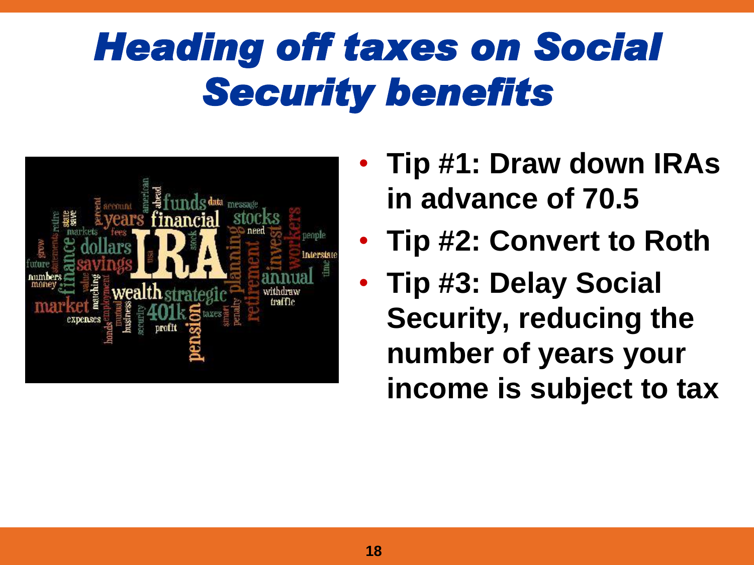# Heading off taxes on Social Security benefits

- **Tip #1: Draw down IRAs in advance of 70.5**
- **Tip #2: Convert to Roth**
- **Tip #3: Delay Social Security, reducing the number of years your income is subject to tax**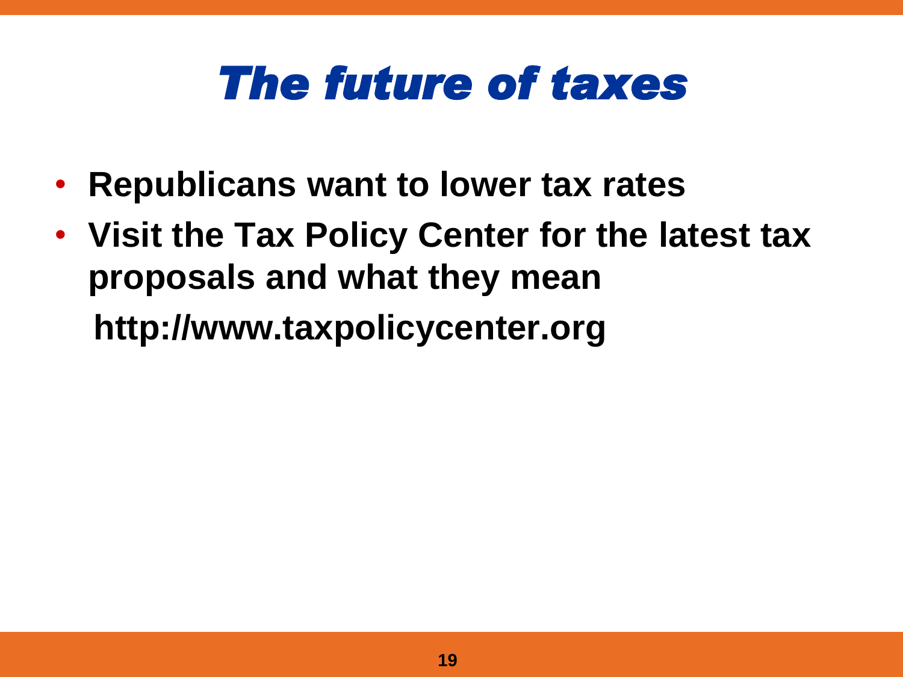# The future of taxes

- **Republicans want to lower tax rates**
- **Visit the Tax Policy Center for the latest tax proposals and what they mean**

  **http://www.taxpolicycenter.org**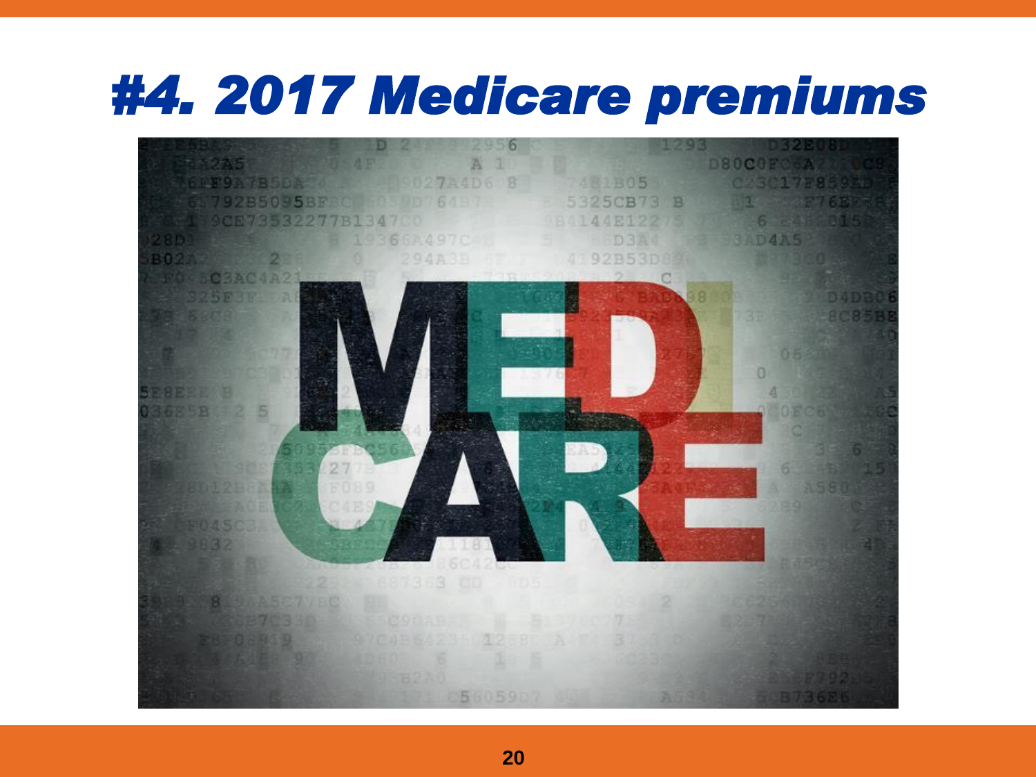# #4. 2017 Medicare premiums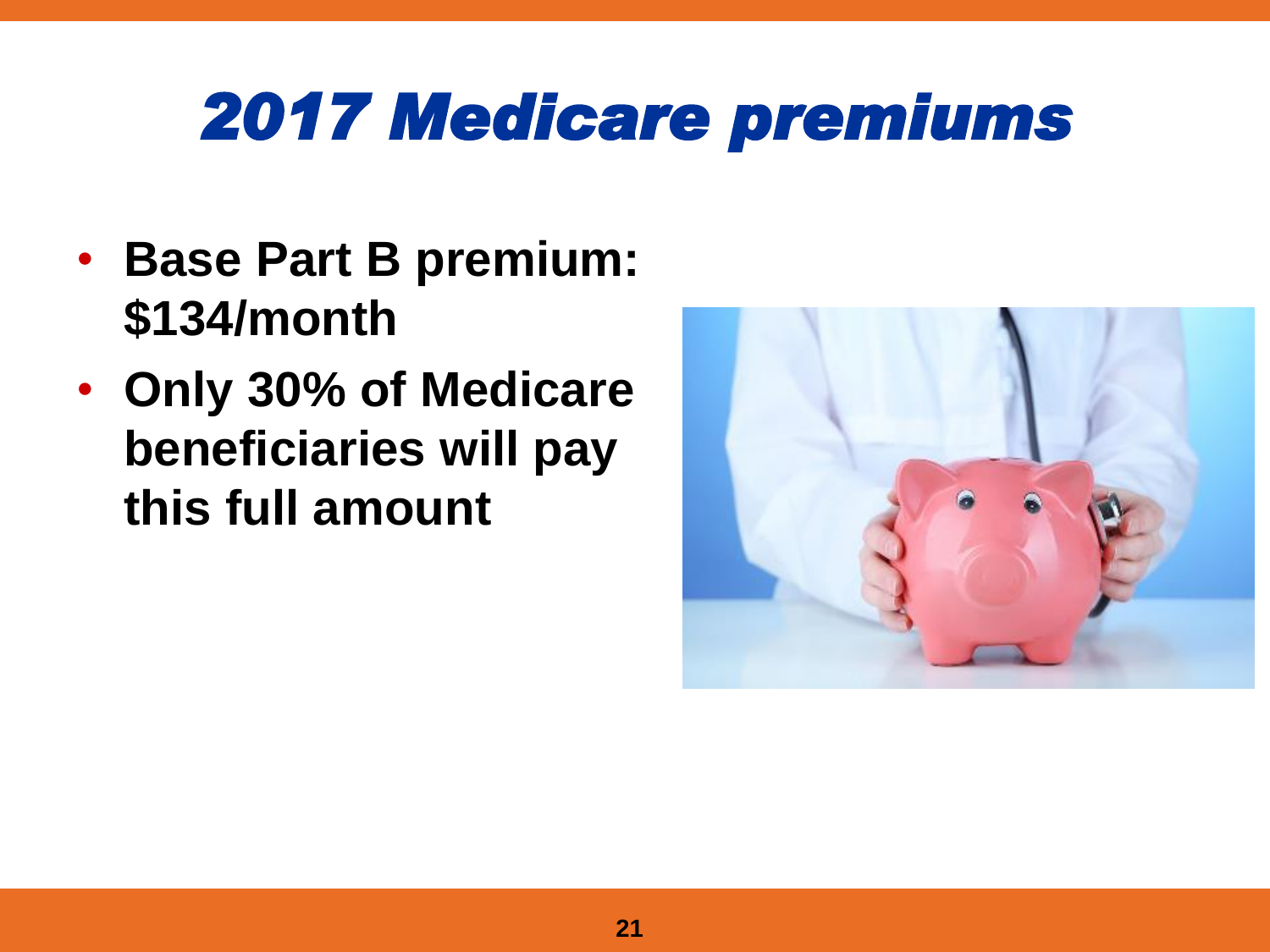# 2017 Medicare premiums

- **Base Part B premium: $134/month**
- **Only 30% of Medicare beneficiaries will pay this full amount**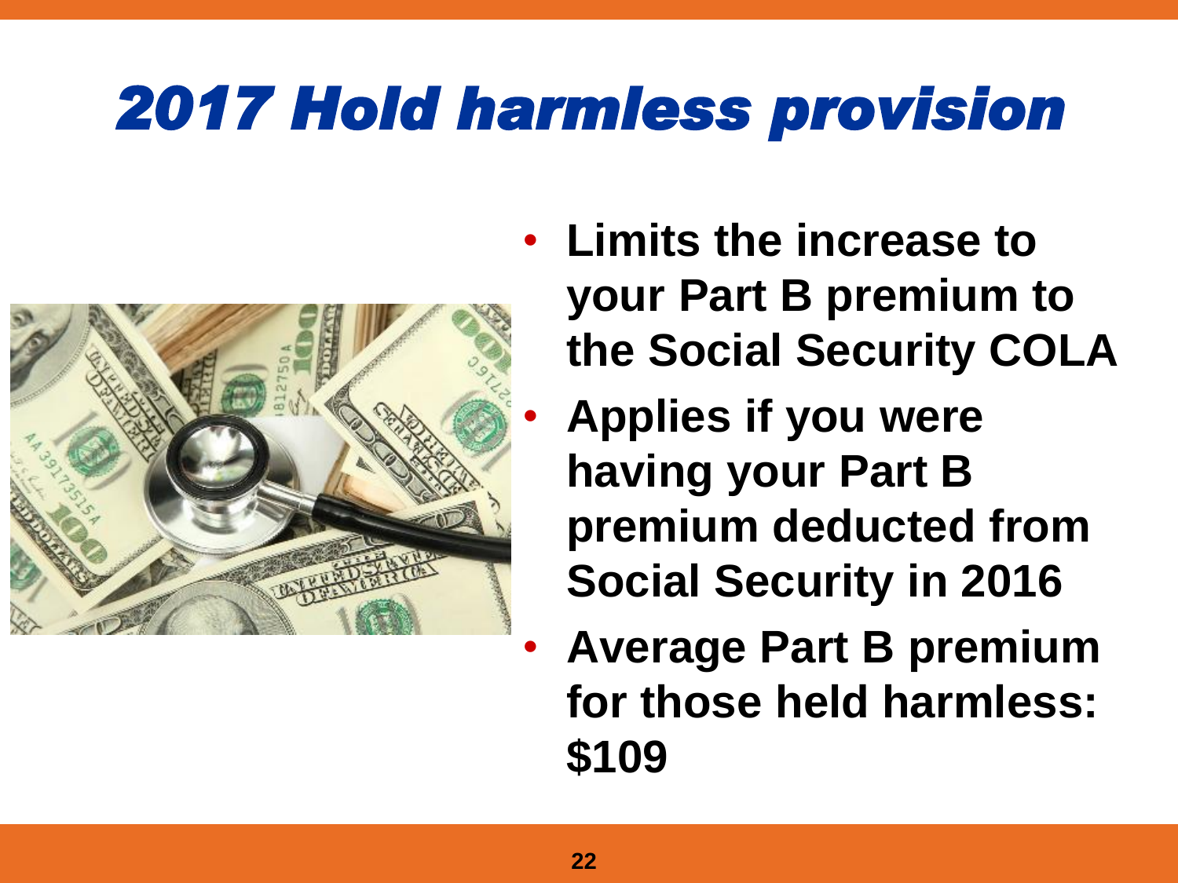# 2017 Hold harmless provision

- **Limits the increase to your Part B premium to the Social Security COLA**
- **Applies if you were having your Part B premium deducted from Social Security in 2016**
- **Average Part B premium for those held harmless: $109**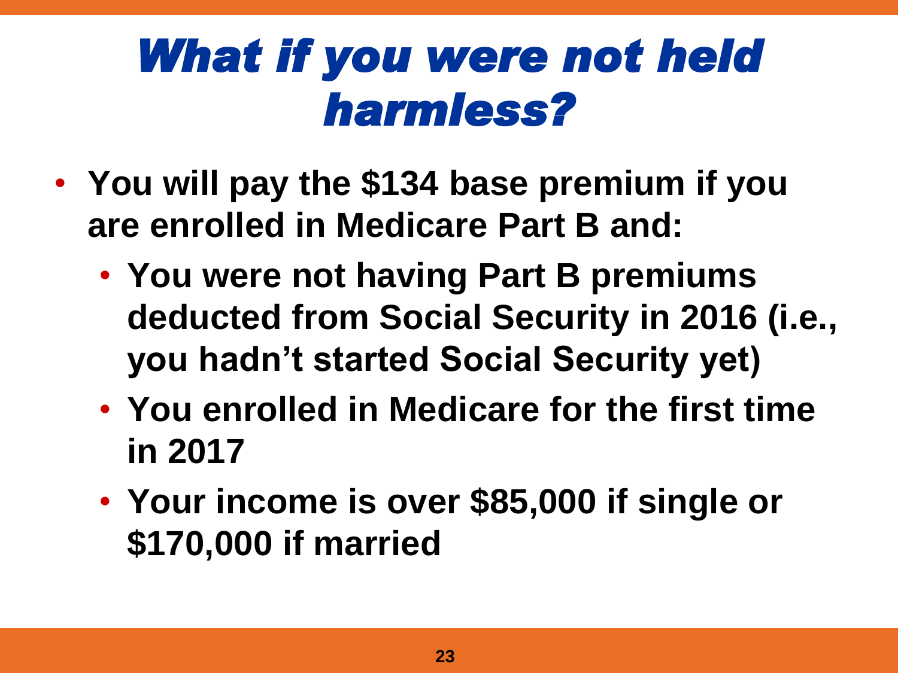# *What if you were not held harmless?*

- **You will pay the $134 base premium if you are enrolled in Medicare Part B and:**
  - **You were not having Part B premiums deducted from Social Security in 2016 (i.e., you hadn't started Social Security yet)**
  - **You enrolled in Medicare for the first time in 2017**
  - **Your income is over $85,000 if single or $170,000 if married**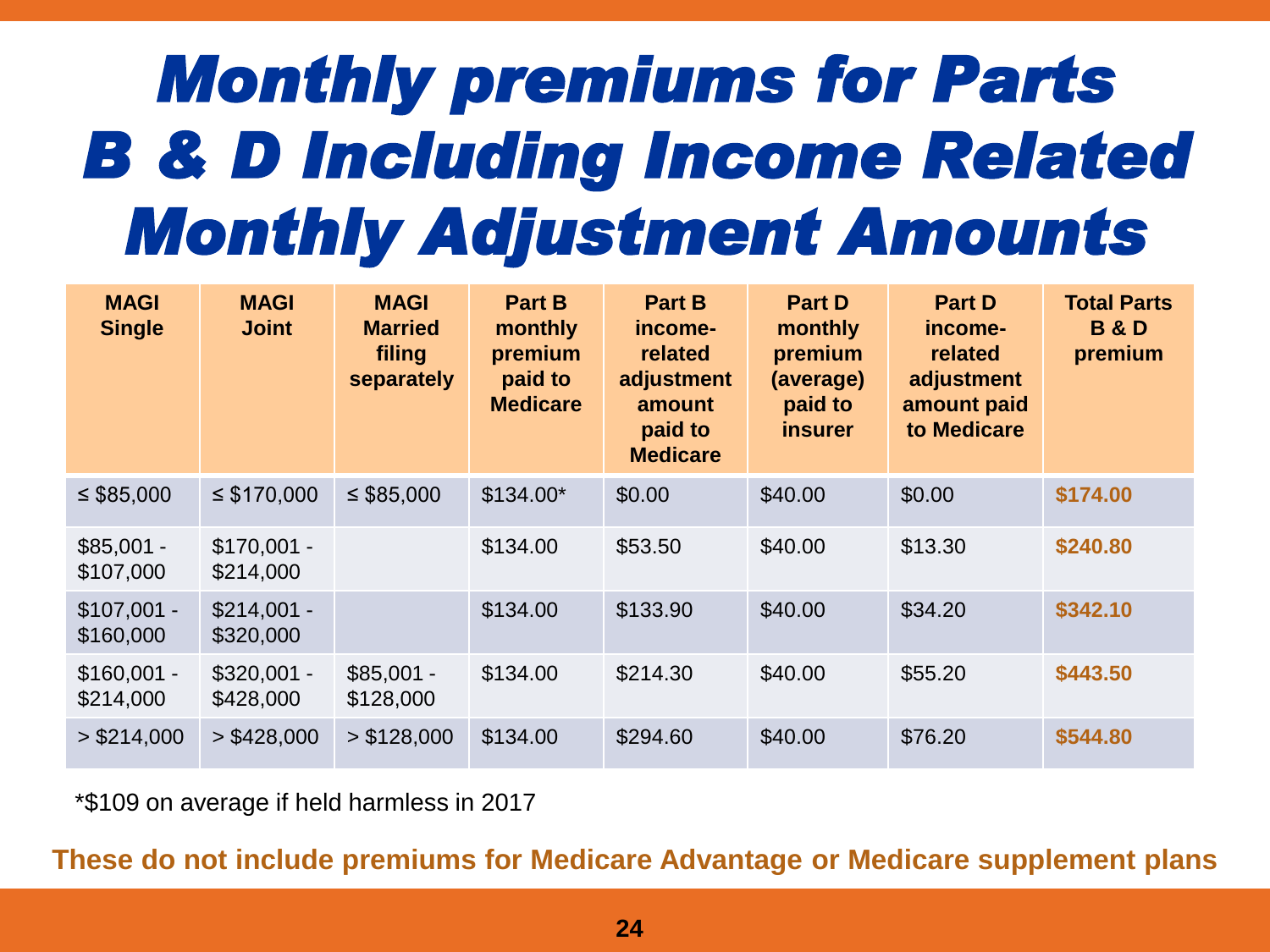# Monthly premiums for Parts B & D Including Income Related Monthly Adjustment Amounts

| MAGI Single | MAGI Joint | MAGI Married filing separately | Part B monthly premium paid to Medicare | Part B income-related adjustment amount paid to Medicare | Part D monthly premium (average) paid to insurer | Part D income-related adjustment amount paid to Medicare | Total Parts B & D premium |
|---|---|---|---|---|---|---|---|
| ≤ $85,000 | ≤ $170,000 | ≤ $85,000 | $134.00* | $0.00 | $40.00 | $0.00 | **$174.00** |
| $85,001 - $107,000 | $170,001 - $214,000 | | $134.00 | $53.50 | $40.00 | $13.30 | **$240.80** |
| $107,001 - $160,000 | $214,001 - $320,000 | | $134.00 | $133.90 | $40.00 | $34.20 | **$342.10** |
| $160,001 - $214,000 | $320,001 - $428,000 | $85,001 - $128,000 | $134.00 | $214.30 | $40.00 | $55.20 | **$443.50** |
| > $214,000 | > $428,000 | > $128,000 | $134.00 | $294.60 | $40.00 | $76.20 | **$544.80** |

*$109 on average if held harmless in 2017

**These do not include premiums for Medicare Advantage or Medicare supplement plans**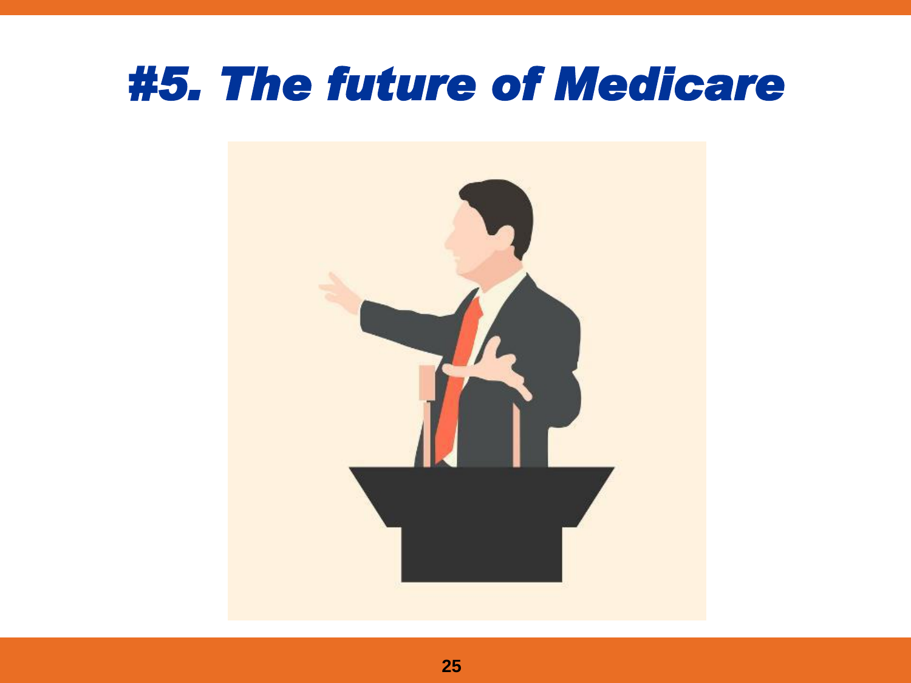# #5. The future of Medicare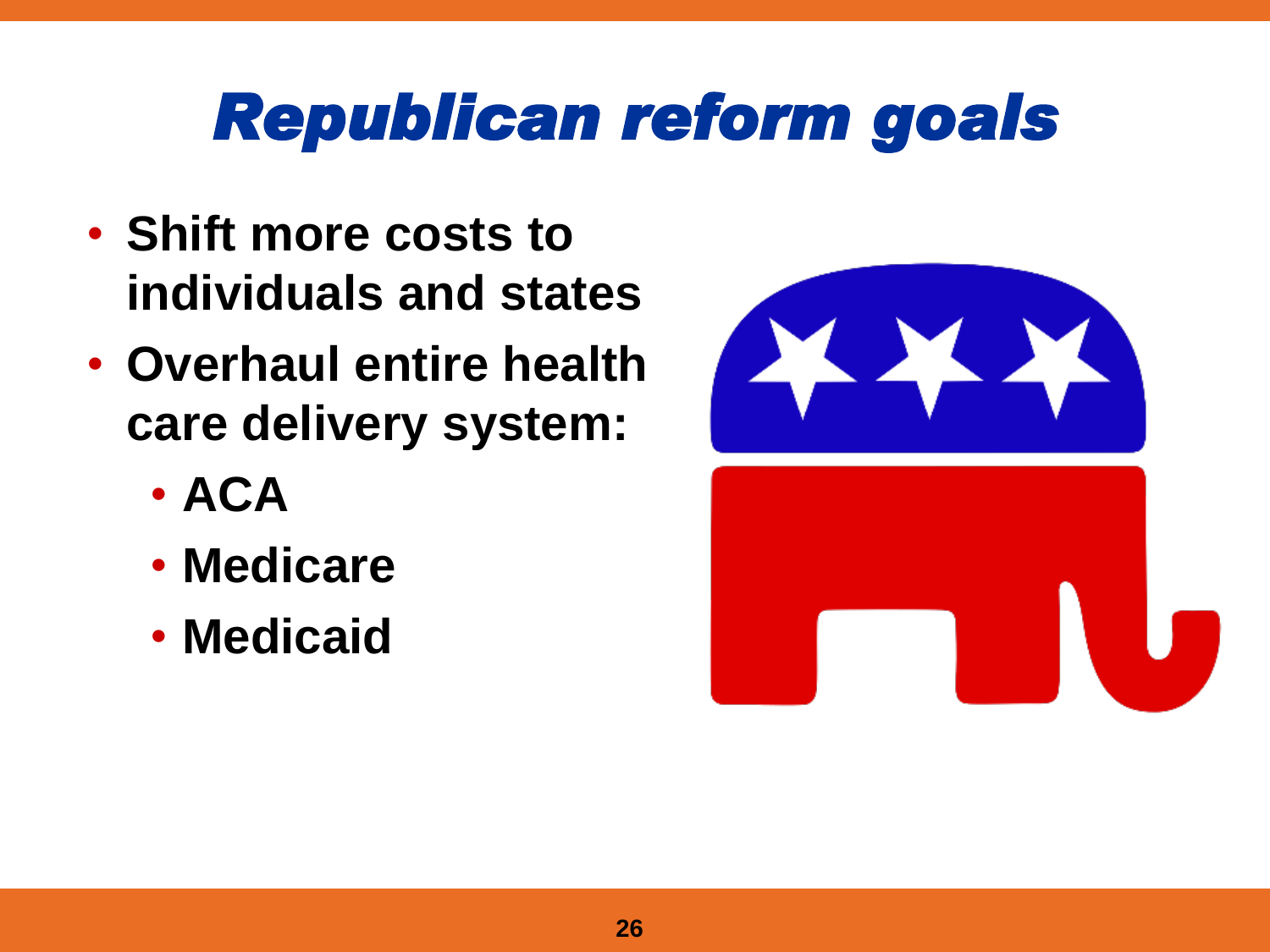# Republican reform goals

- **Shift more costs to individuals and states**
- **Overhaul entire health care delivery system:**
  - **ACA**
  - **Medicare**
  - **Medicaid**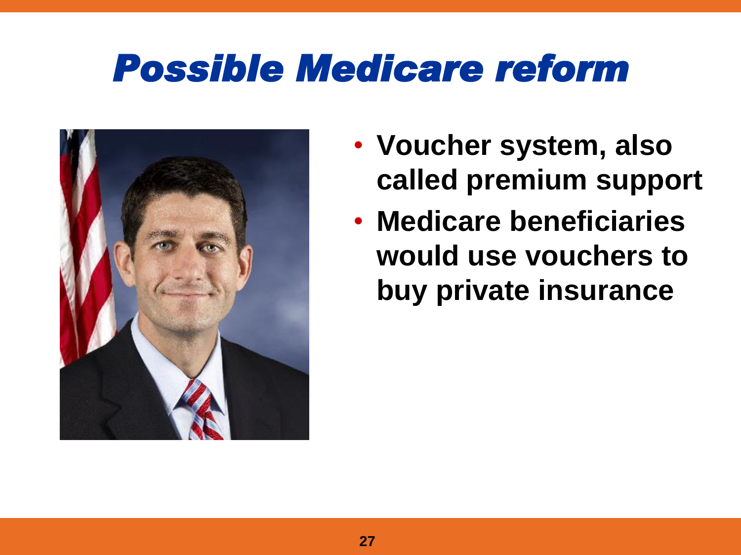# Possible Medicare reform

- **Voucher system, also called premium support**
- **Medicare beneficiaries would use vouchers to buy private insurance**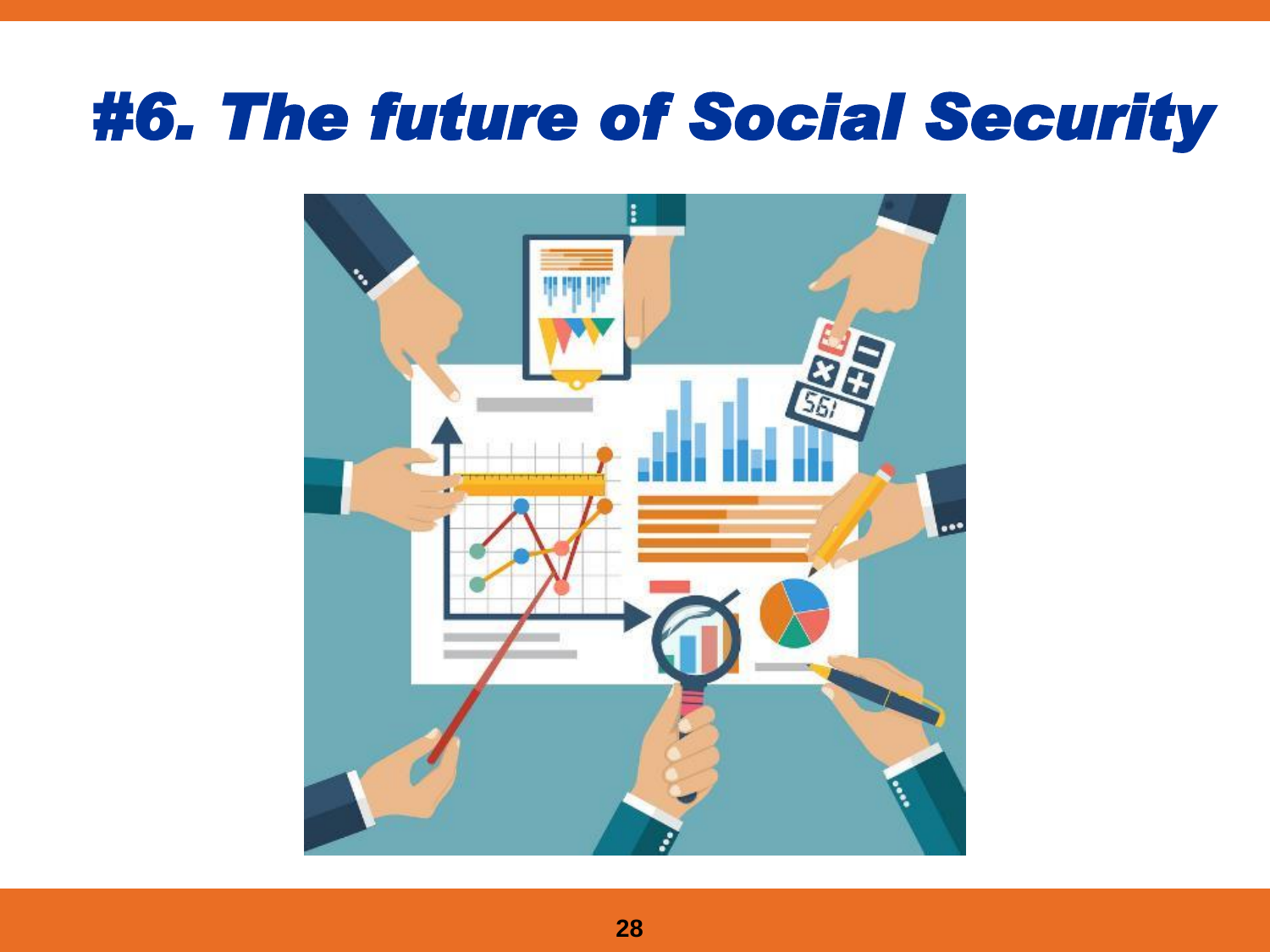# #6. The future of Social Security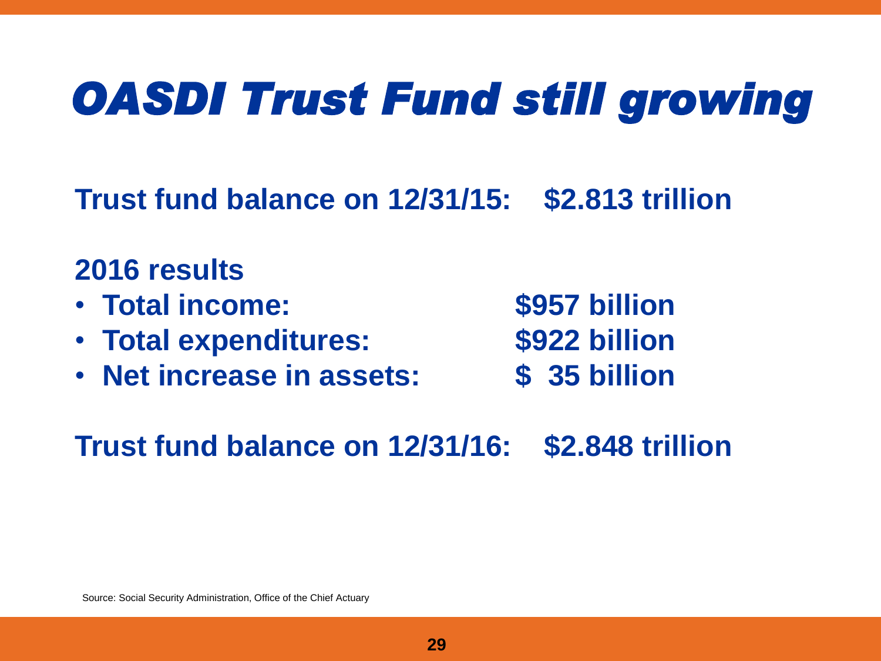# OASDI Trust Fund still growing

**Trust fund balance on 12/31/15: $2.813 trillion**

**2016 results**

- **Total income: $957 billion**
- **Total expenditures: $922 billion**
- **Net increase in assets: $ 35 billion**

**Trust fund balance on 12/31/16: $2.848 trillion**

Source: Social Security Administration, Office of the Chief Actuary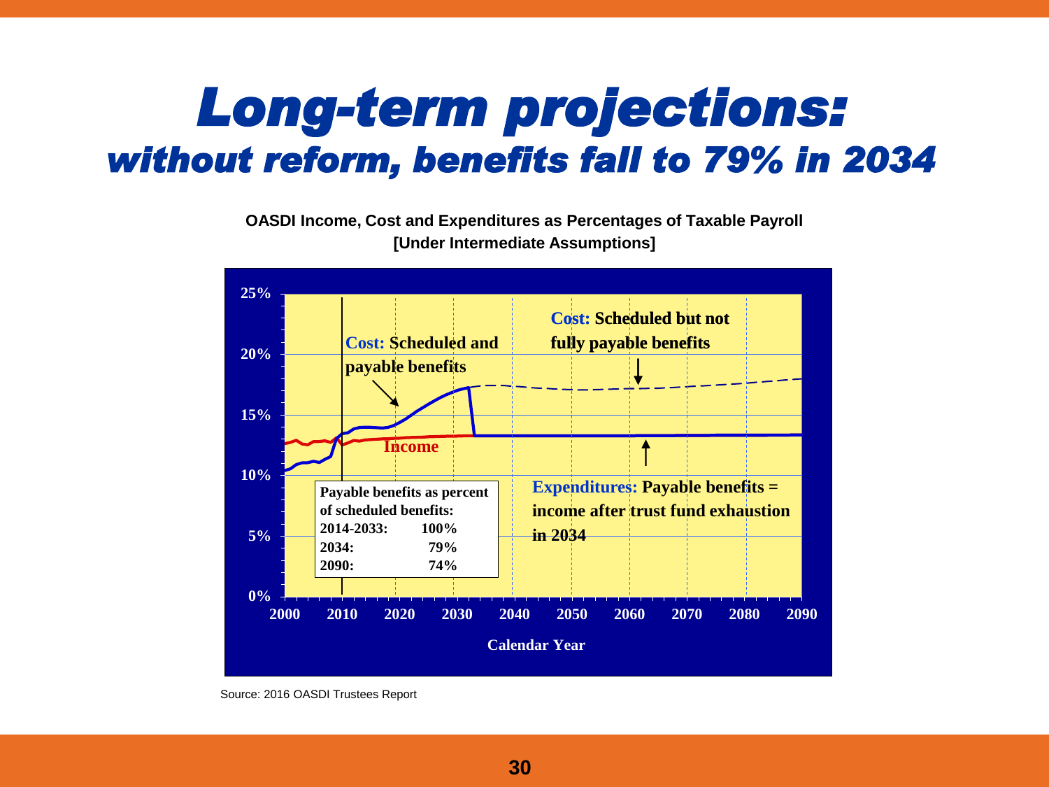# Long-term projections:

## without reform, benefits fall to 79% in 2034

**OASDI Income, Cost and Expenditures as Percentages of Taxable Payroll**
**[Under Intermediate Assumptions]**

**Cost:** Scheduled and payable benefits

**Cost:** Scheduled but not fully payable benefits

**Income**

**Expenditures:** Payable benefits = income after trust fund exhaustion in 2034

| Payable benefits as percent of scheduled benefits: | |
|---|---|
| 2014-2033: | 100% |
| 2034: | 79% |
| 2090: | 74% |

Calendar Year

Source: 2016 OASDI Trustees Report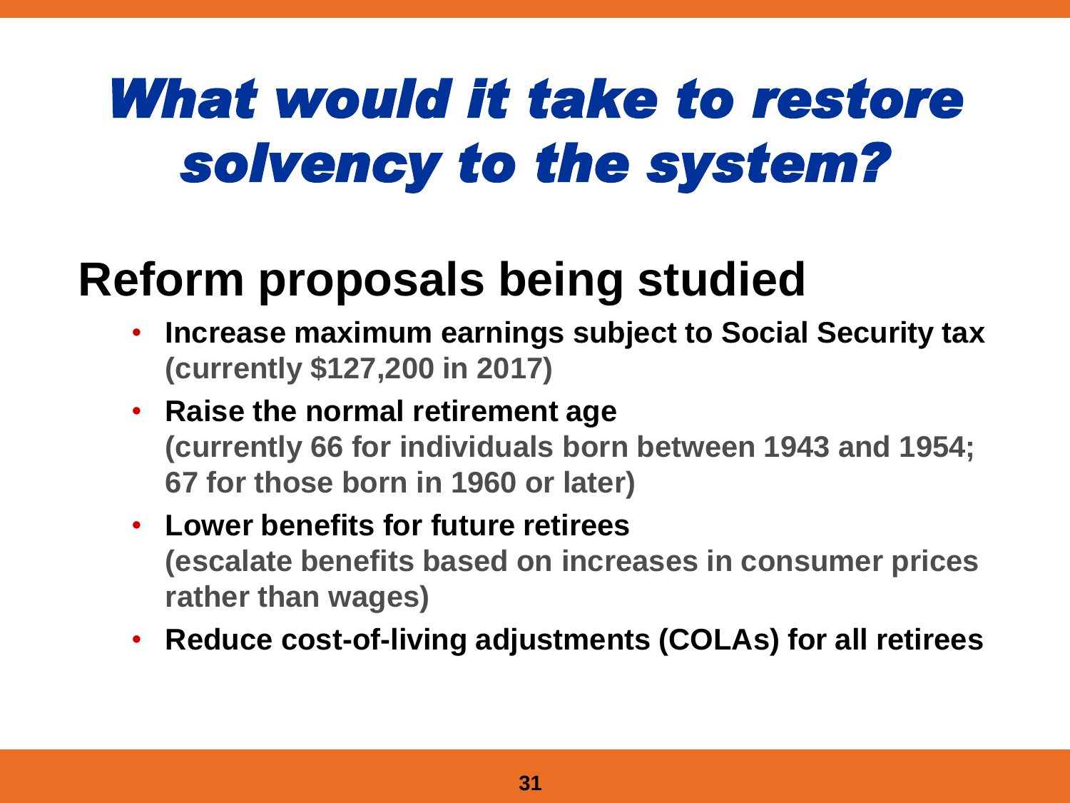# *What would it take to restore solvency to the system?*

## Reform proposals being studied

- **Increase maximum earnings subject to Social Security tax (currently $127,200 in 2017)**
- **Raise the normal retirement age (currently 66 for individuals born between 1943 and 1954; 67 for those born in 1960 or later)**
- **Lower benefits for future retirees (escalate benefits based on increases in consumer prices rather than wages)**
- **Reduce cost-of-living adjustments (COLAs) for all retirees**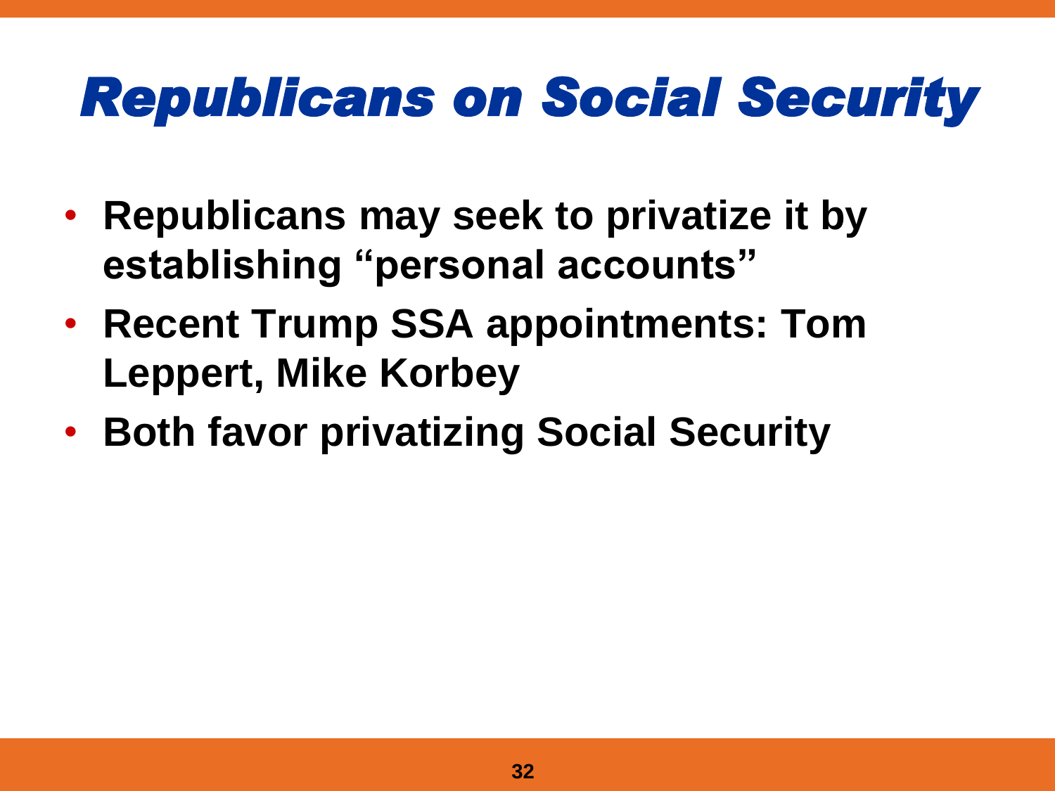# Republicans on Social Security

- **Republicans may seek to privatize it by establishing "personal accounts"**
- **Recent Trump SSA appointments: Tom Leppert, Mike Korbey**
- **Both favor privatizing Social Security**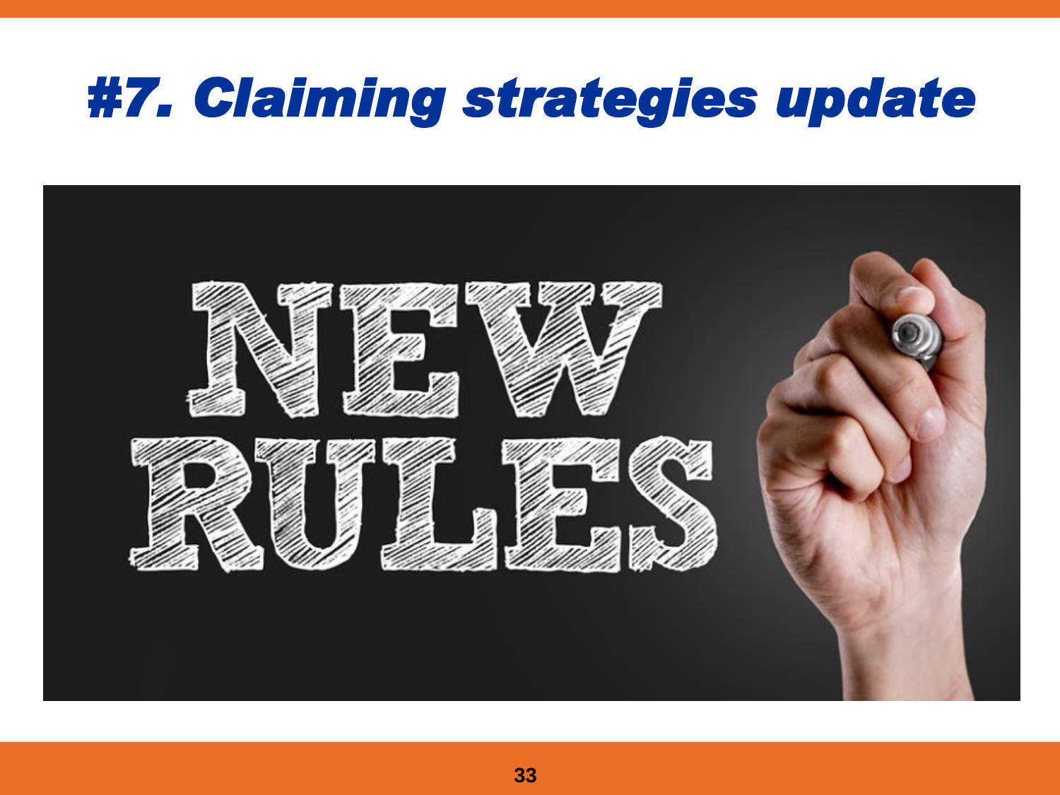# #7. Claiming strategies update

NEW RULES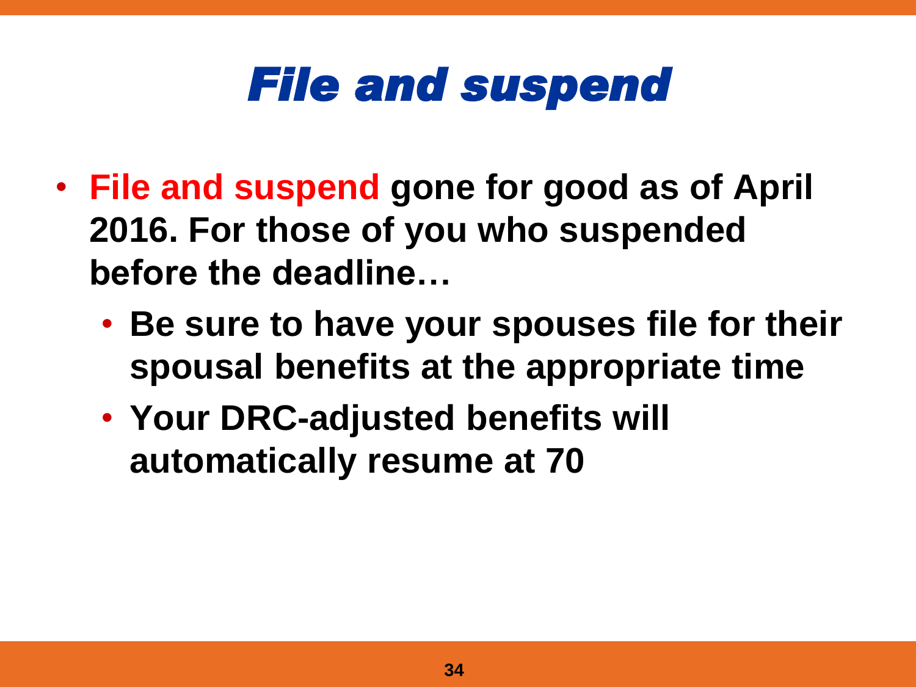# *File and suspend*

- **File and suspend gone for good as of April 2016. For those of you who suspended before the deadline…**
  - **Be sure to have your spouses file for their spousal benefits at the appropriate time**
  - **Your DRC-adjusted benefits will automatically resume at 70**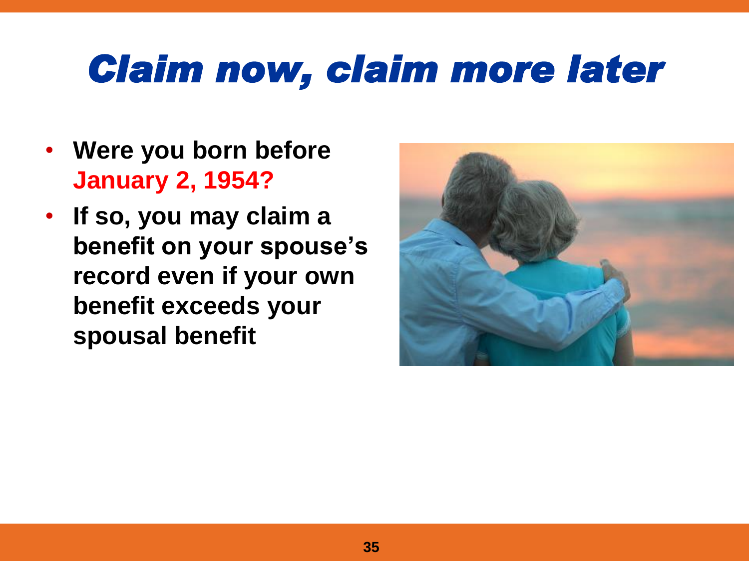# Claim now, claim more later

- **Were you born before January 2, 1954?**
- **If so, you may claim a benefit on your spouse's record even if your own benefit exceeds your spousal benefit**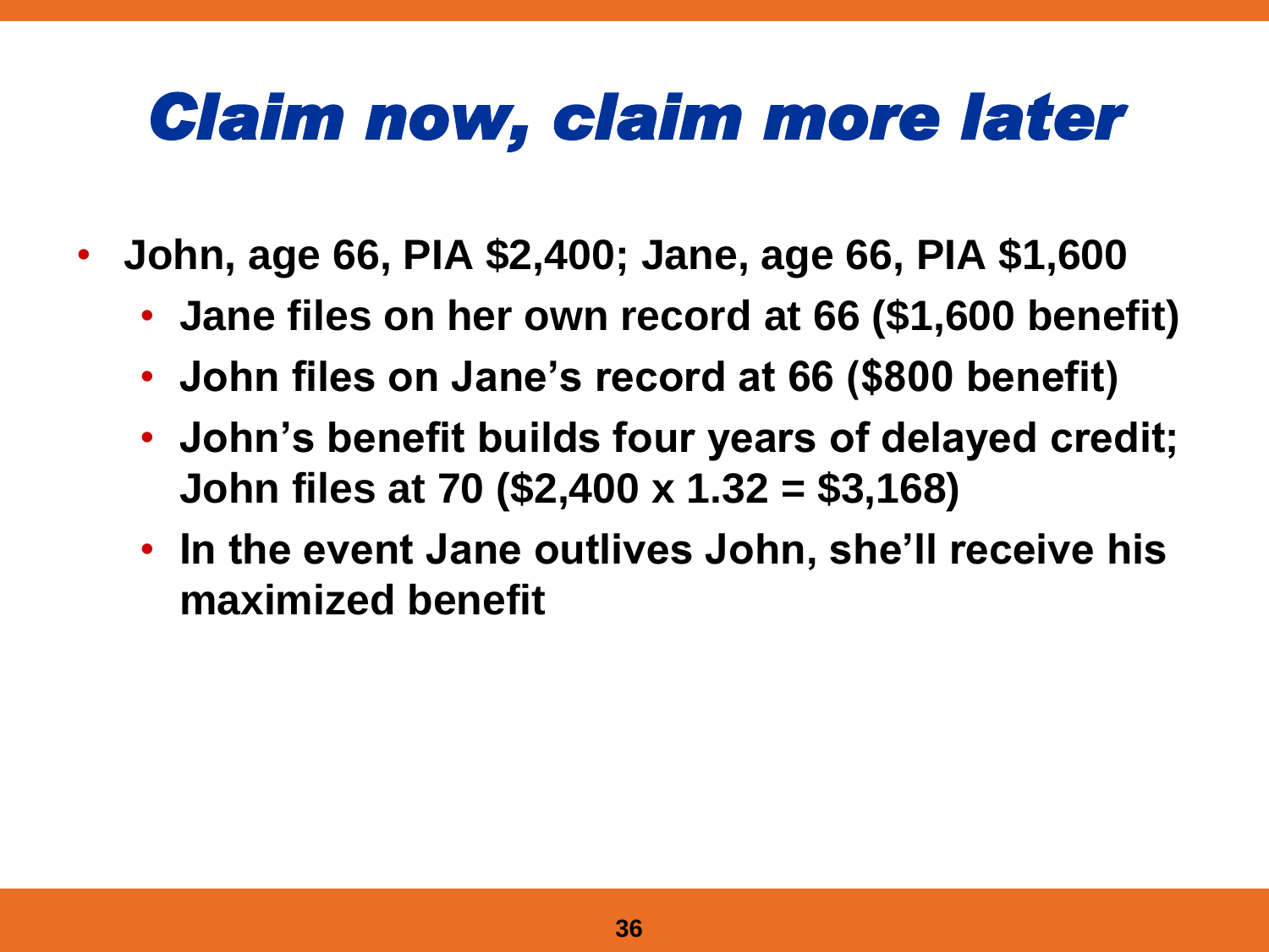# Claim now, claim more later

- **John, age 66, PIA $2,400; Jane, age 66, PIA $1,600**
  - **Jane files on her own record at 66 ($1,600 benefit)**
  - **John files on Jane's record at 66 ($800 benefit)**
  - **John's benefit builds four years of delayed credit; John files at 70 ($2,400 x 1.32 = $3,168)**
  - **In the event Jane outlives John, she'll receive his maximized benefit**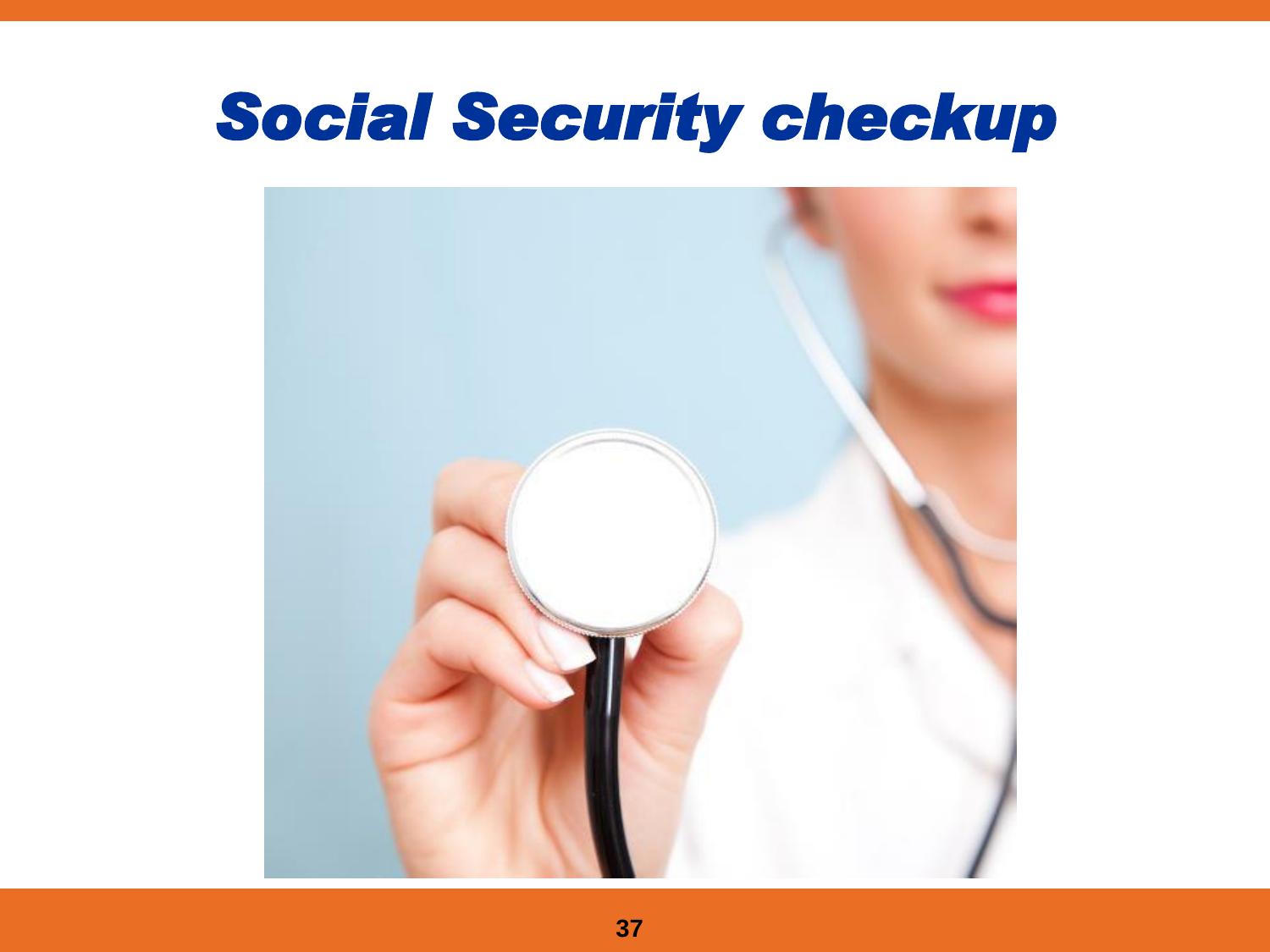# Social Security checkup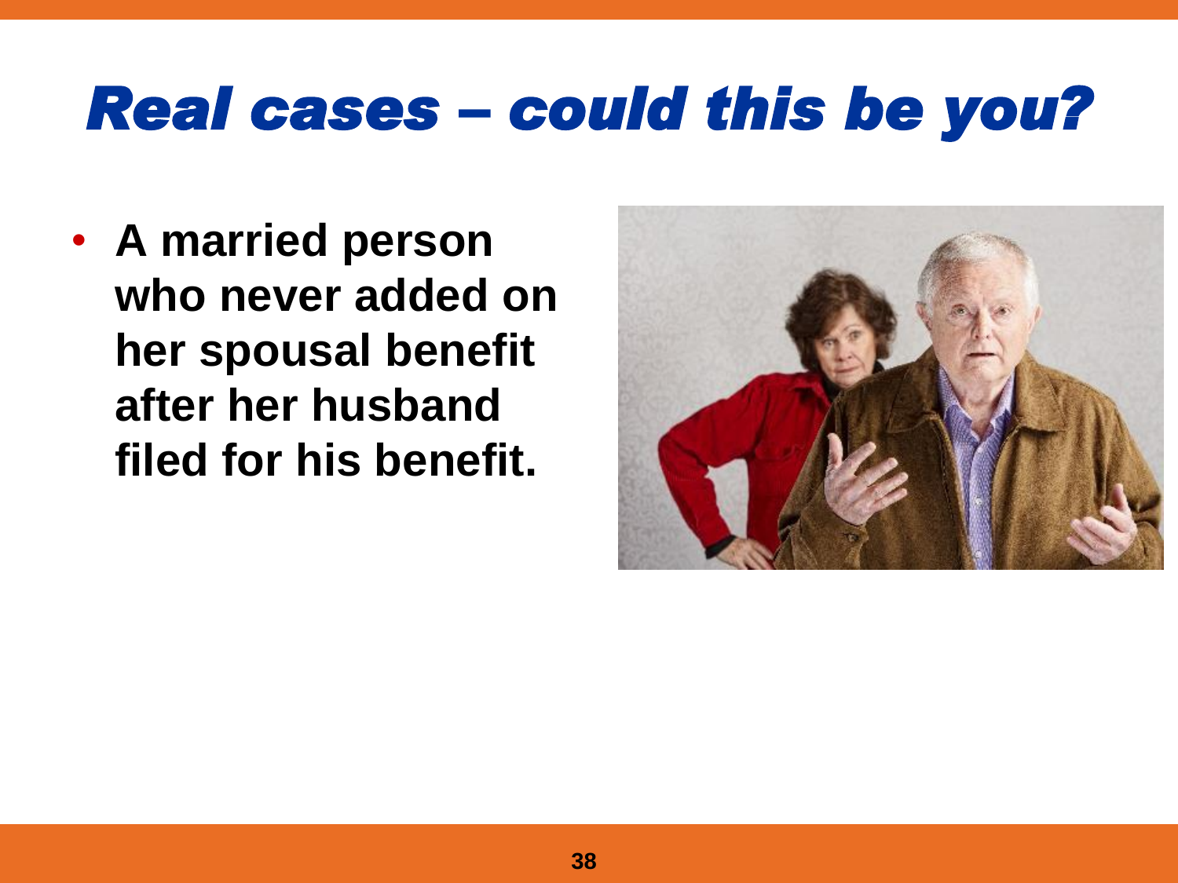# *Real cases – could this be you?*

- **A married person who never added on her spousal benefit after her husband filed for his benefit.**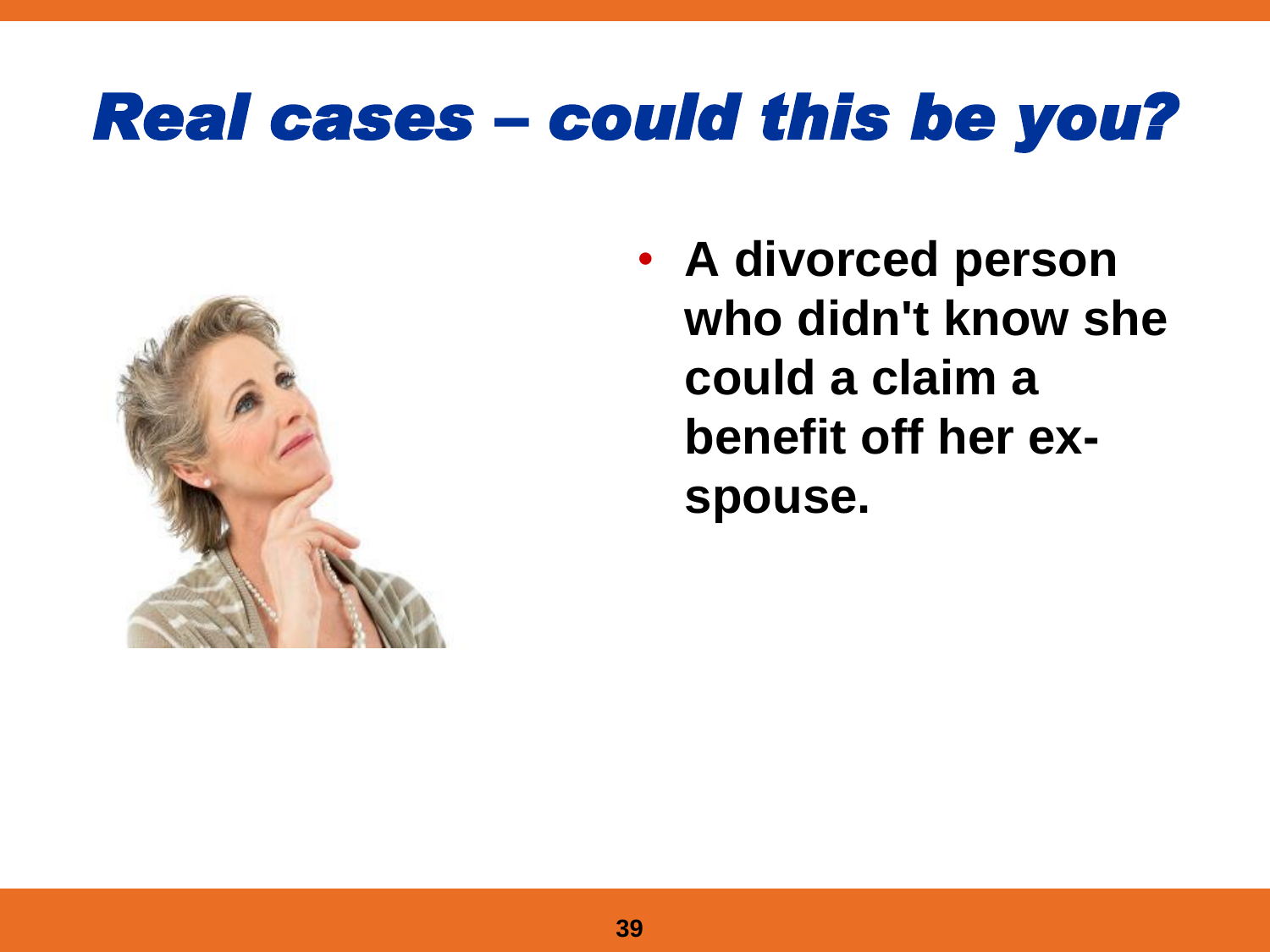# *Real cases – could this be you?*

- **A divorced person who didn't know she could a claim a benefit off her ex-spouse.**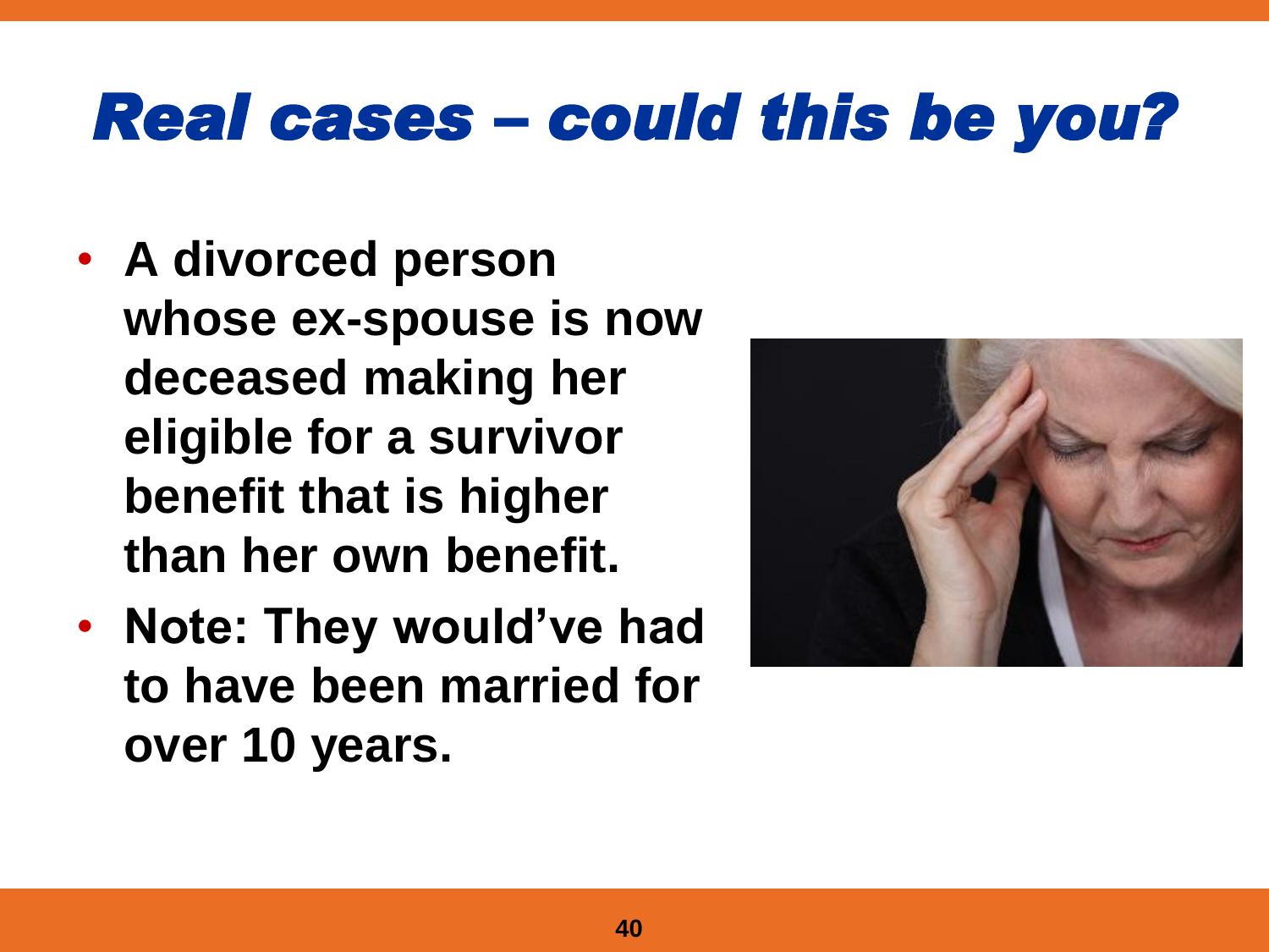# *Real cases – could this be you?*

- **A divorced person whose ex-spouse is now deceased making her eligible for a survivor benefit that is higher than her own benefit.**
- **Note: They would've had to have been married for over 10 years.**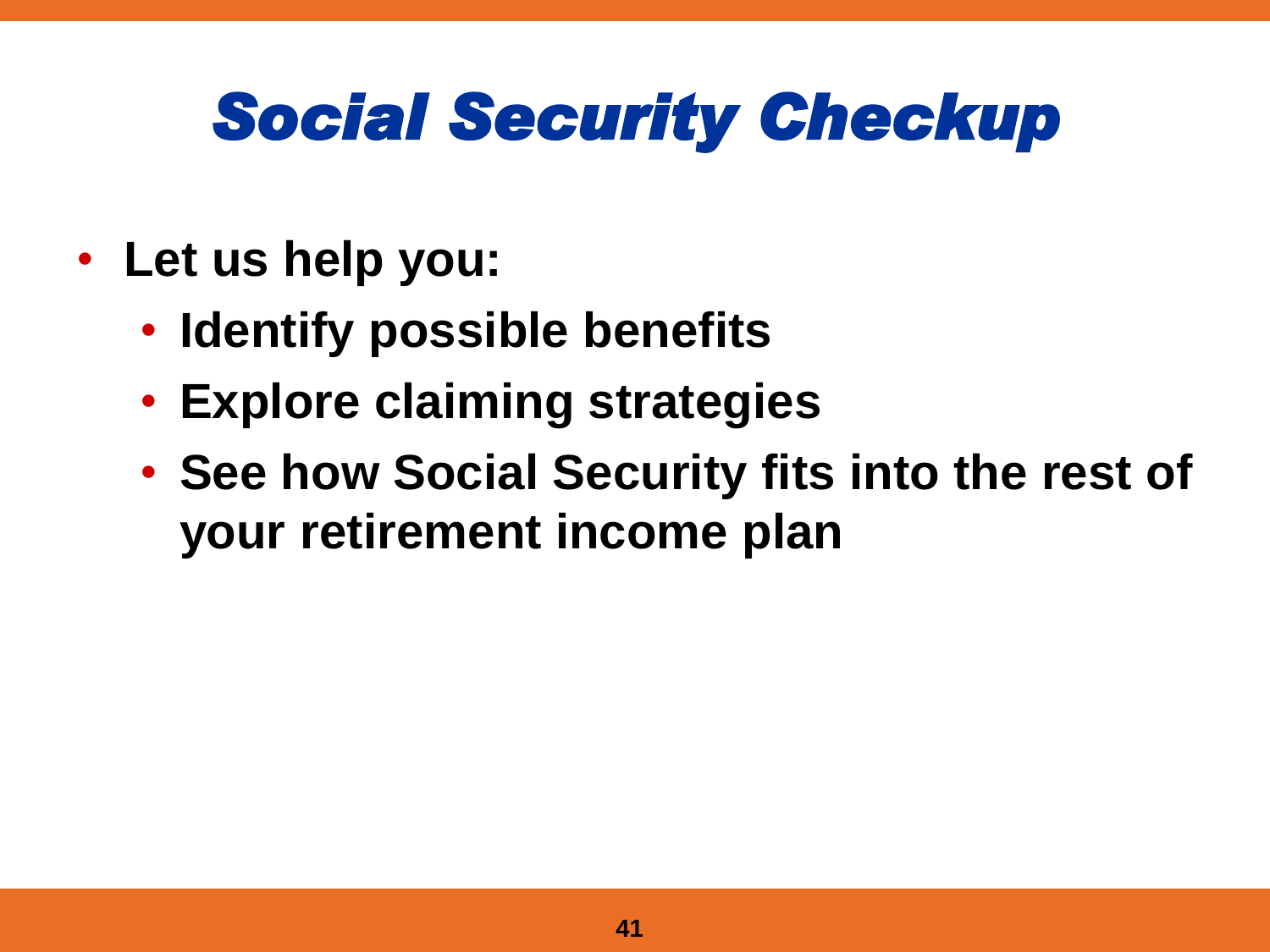# *Social Security Checkup*

- **Let us help you:**
  - **Identify possible benefits**
  - **Explore claiming strategies**
  - **See how Social Security fits into the rest of your retirement income plan**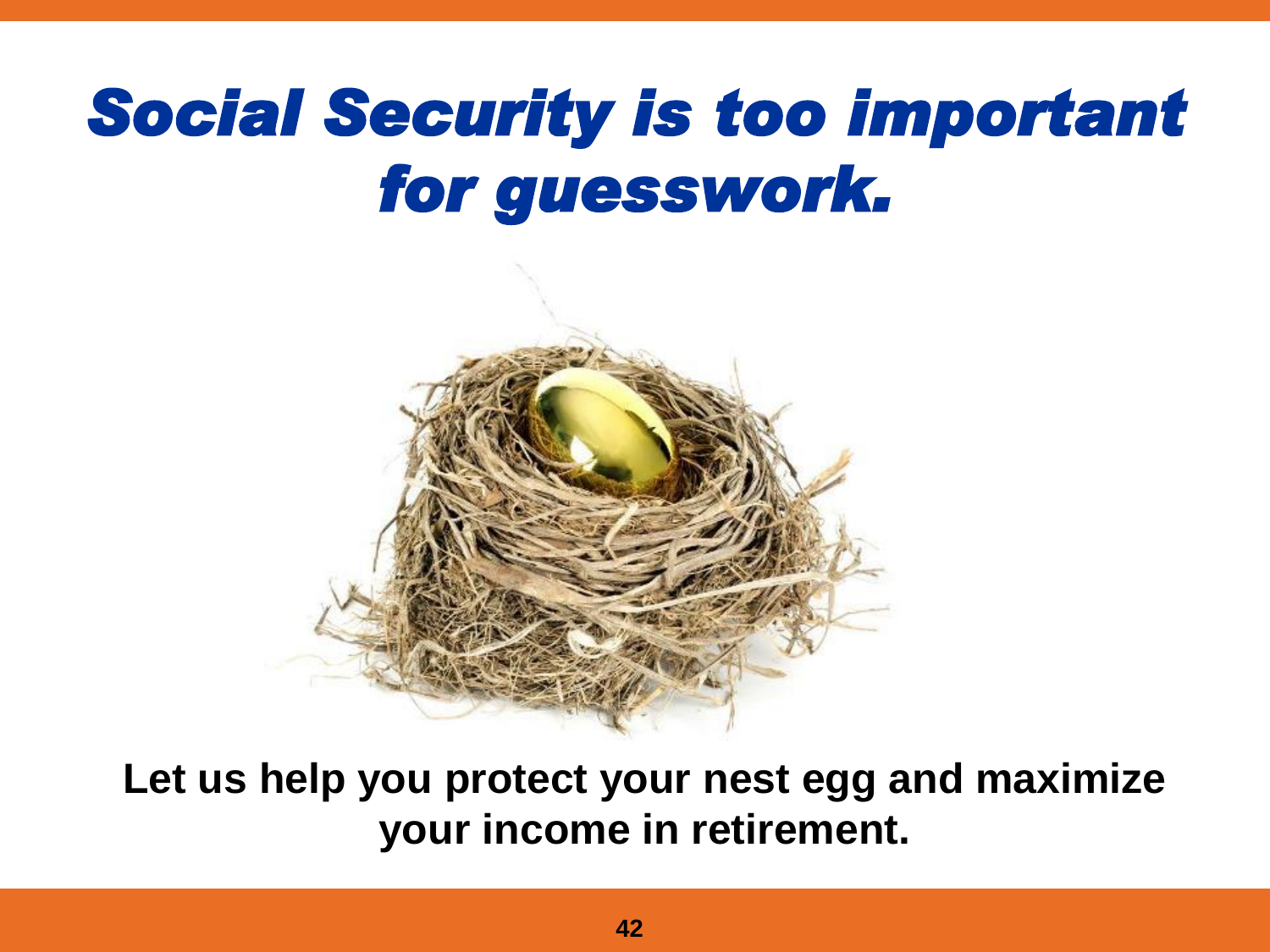# *Social Security is too important for guesswork.*

**Let us help you protect your nest egg and maximize your income in retirement.**